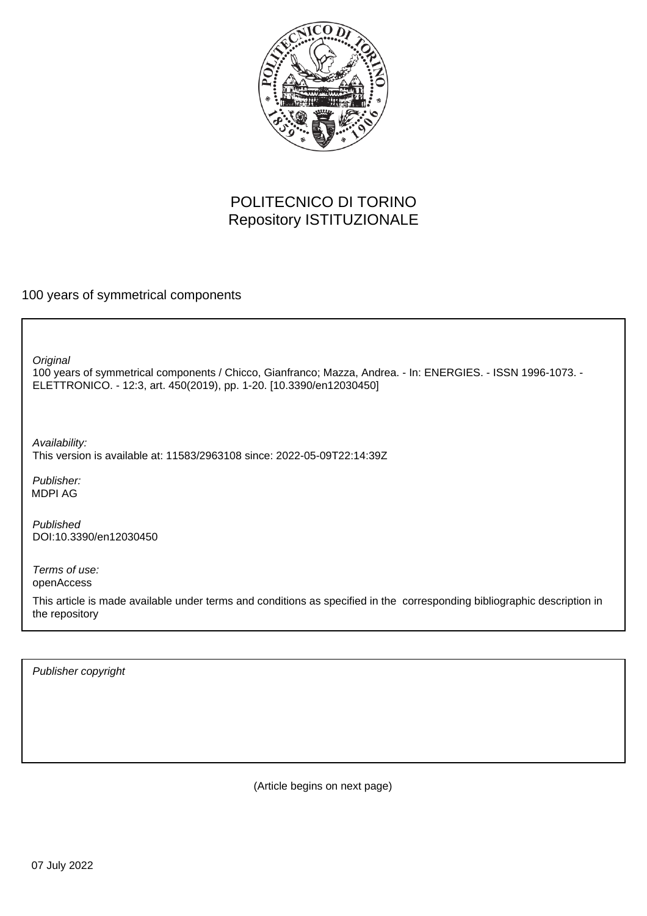POLITECNICO DI TORINO
Repository ISTITUZIONALE

100 years of symmetrical components

*Original*
100 years of symmetrical components / Chicco, Gianfranco; Mazza, Andrea. - In: ENERGIES. - ISSN 1996-1073. - ELETTRONICO. - 12:3, art. 450(2019), pp. 1-20. [10.3390/en12030450]

*Availability:*
This version is available at: 11583/2963108 since: 2022-05-09T22:14:39Z

*Publisher:*
MDPI AG

*Published*
DOI:10.3390/en12030450

*Terms of use:*
openAccess

This article is made available under terms and conditions as specified in the corresponding bibliographic description in the repository

*Publisher copyright*

(Article begins on next page)

07 July 2022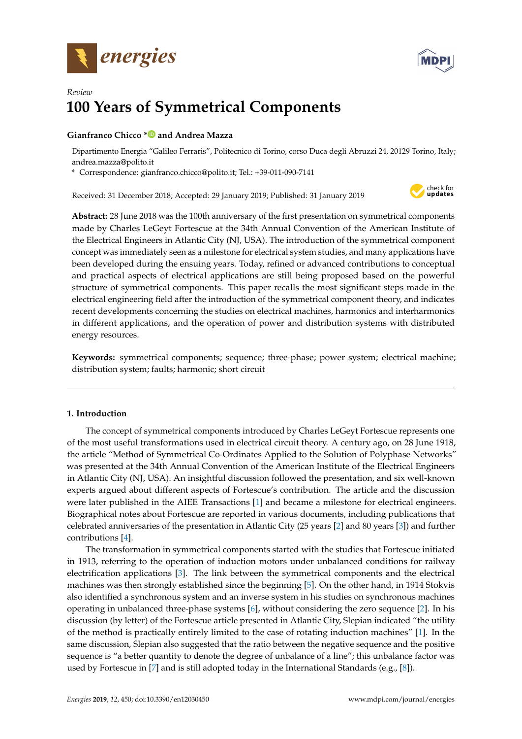Review

# 100 Years of Symmetrical Components

**Gianfranco Chicco \* and Andrea Mazza**

Dipartimento Energia "Galileo Ferraris", Politecnico di Torino, corso Duca degli Abruzzi 24, 10129 Torino, Italy; andrea.mazza@polito.it

\* Correspondence: gianfranco.chicco@polito.it; Tel.: +39-011-090-7141

Received: 31 December 2018; Accepted: 29 January 2019; Published: 31 January 2019

**Abstract:** 28 June 2018 was the 100th anniversary of the first presentation on symmetrical components made by Charles LeGeyt Fortescue at the 34th Annual Convention of the American Institute of the Electrical Engineers in Atlantic City (NJ, USA). The introduction of the symmetrical component concept was immediately seen as a milestone for electrical system studies, and many applications have been developed during the ensuing years. Today, refined or advanced contributions to conceptual and practical aspects of electrical applications are still being proposed based on the powerful structure of symmetrical components. This paper recalls the most significant steps made in the electrical engineering field after the introduction of the symmetrical component theory, and indicates recent developments concerning the studies on electrical machines, harmonics and interharmonics in different applications, and the operation of power and distribution systems with distributed energy resources.

**Keywords:** symmetrical components; sequence; three-phase; power system; electrical machine; distribution system; faults; harmonic; short circuit

## 1. Introduction

The concept of symmetrical components introduced by Charles LeGeyt Fortescue represents one of the most useful transformations used in electrical circuit theory. A century ago, on 28 June 1918, the article "Method of Symmetrical Co-Ordinates Applied to the Solution of Polyphase Networks" was presented at the 34th Annual Convention of the American Institute of the Electrical Engineers in Atlantic City (NJ, USA). An insightful discussion followed the presentation, and six well-known experts argued about different aspects of Fortescue's contribution. The article and the discussion were later published in the AIEE Transactions [1] and became a milestone for electrical engineers. Biographical notes about Fortescue are reported in various documents, including publications that celebrated anniversaries of the presentation in Atlantic City (25 years [2] and 80 years [3]) and further contributions [4].

The transformation in symmetrical components started with the studies that Fortescue initiated in 1913, referring to the operation of induction motors under unbalanced conditions for railway electrification applications [3]. The link between the symmetrical components and the electrical machines was then strongly established since the beginning [5]. On the other hand, in 1914 Stokvis also identified a synchronous system and an inverse system in his studies on synchronous machines operating in unbalanced three-phase systems [6], without considering the zero sequence [2]. In his discussion (by letter) of the Fortescue article presented in Atlantic City, Slepian indicated "the utility of the method is practically entirely limited to the case of rotating induction machines" [1]. In the same discussion, Slepian also suggested that the ratio between the negative sequence and the positive sequence is "a better quantity to denote the degree of unbalance of a line"; this unbalance factor was used by Fortescue in [7] and is still adopted today in the International Standards (e.g., [8]).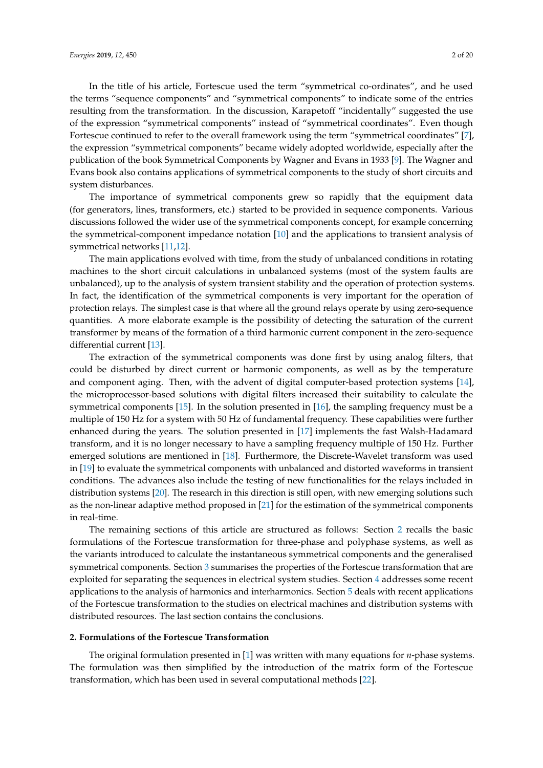In the title of his article, Fortescue used the term “symmetrical co-ordinates”, and he used the terms “sequence components” and “symmetrical components” to indicate some of the entries resulting from the transformation. In the discussion, Karapetoff “incidentally” suggested the use of the expression “symmetrical components” instead of “symmetrical coordinates”. Even though Fortescue continued to refer to the overall framework using the term “symmetrical coordinates” [7], the expression “symmetrical components” became widely adopted worldwide, especially after the publication of the book Symmetrical Components by Wagner and Evans in 1933 [9]. The Wagner and Evans book also contains applications of symmetrical components to the study of short circuits and system disturbances.

The importance of symmetrical components grew so rapidly that the equipment data (for generators, lines, transformers, etc.) started to be provided in sequence components. Various discussions followed the wider use of the symmetrical components concept, for example concerning the symmetrical-component impedance notation [10] and the applications to transient analysis of symmetrical networks [11,12].

The main applications evolved with time, from the study of unbalanced conditions in rotating machines to the short circuit calculations in unbalanced systems (most of the system faults are unbalanced), up to the analysis of system transient stability and the operation of protection systems. In fact, the identification of the symmetrical components is very important for the operation of protection relays. The simplest case is that where all the ground relays operate by using zero-sequence quantities. A more elaborate example is the possibility of detecting the saturation of the current transformer by means of the formation of a third harmonic current component in the zero-sequence differential current [13].

The extraction of the symmetrical components was done first by using analog filters, that could be disturbed by direct current or harmonic components, as well as by the temperature and component aging. Then, with the advent of digital computer-based protection systems [14], the microprocessor-based solutions with digital filters increased their suitability to calculate the symmetrical components [15]. In the solution presented in [16], the sampling frequency must be a multiple of 150 Hz for a system with 50 Hz of fundamental frequency. These capabilities were further enhanced during the years. The solution presented in [17] implements the fast Walsh-Hadamard transform, and it is no longer necessary to have a sampling frequency multiple of 150 Hz. Further emerged solutions are mentioned in [18]. Furthermore, the Discrete-Wavelet transform was used in [19] to evaluate the symmetrical components with unbalanced and distorted waveforms in transient conditions. The advances also include the testing of new functionalities for the relays included in distribution systems [20]. The research in this direction is still open, with new emerging solutions such as the non-linear adaptive method proposed in [21] for the estimation of the symmetrical components in real-time.

The remaining sections of this article are structured as follows: Section 2 recalls the basic formulations of the Fortescue transformation for three-phase and polyphase systems, as well as the variants introduced to calculate the instantaneous symmetrical components and the generalised symmetrical components. Section 3 summarises the properties of the Fortescue transformation that are exploited for separating the sequences in electrical system studies. Section 4 addresses some recent applications to the analysis of harmonics and interharmonics. Section 5 deals with recent applications of the Fortescue transformation to the studies on electrical machines and distribution systems with distributed resources. The last section contains the conclusions.

## 2. Formulations of the Fortescue Transformation

The original formulation presented in [1] was written with many equations for $n$-phase systems. The formulation was then simplified by the introduction of the matrix form of the Fortescue transformation, which has been used in several computational methods [22].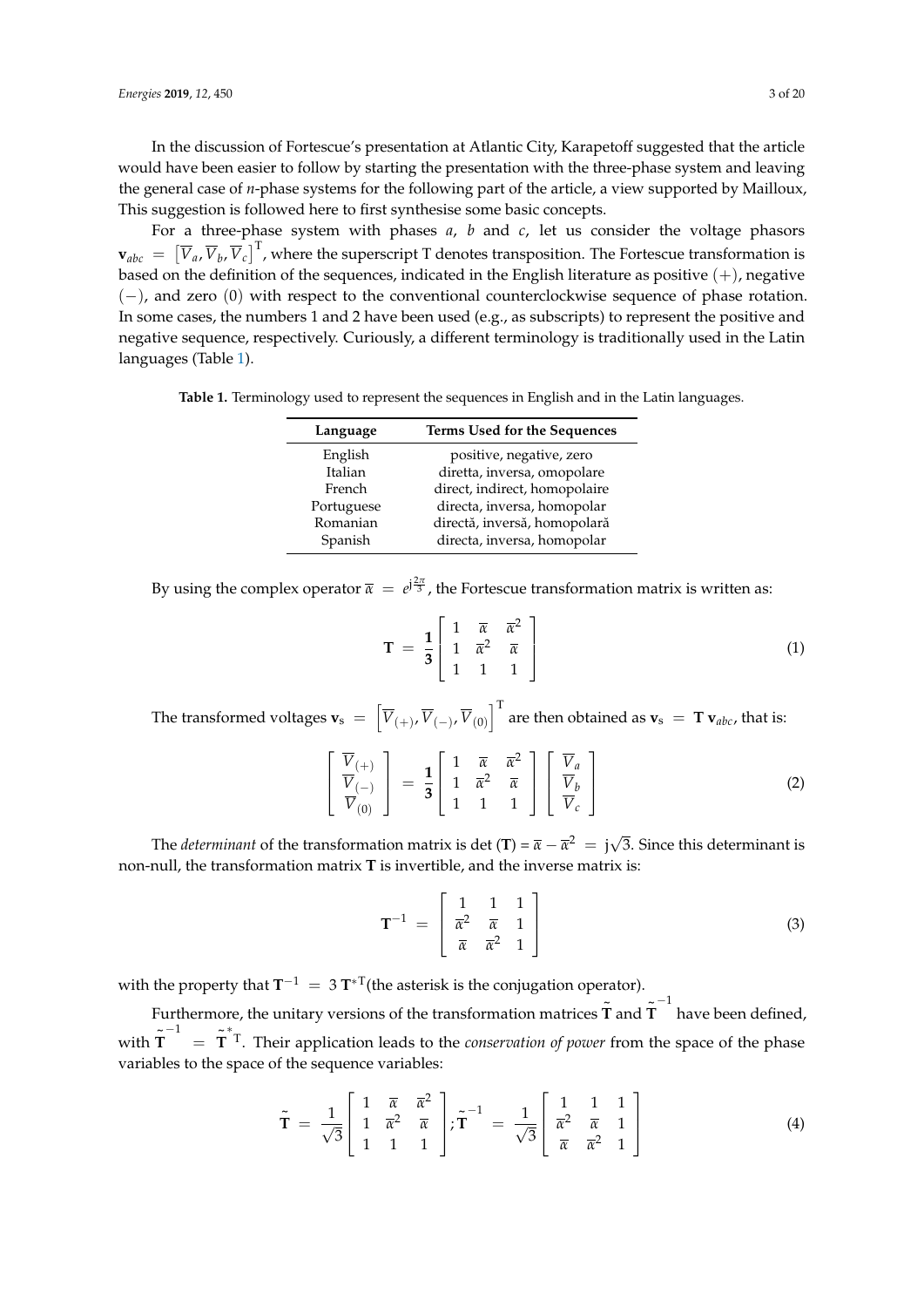In the discussion of Fortescue's presentation at Atlantic City, Karapetoff suggested that the article would have been easier to follow by starting the presentation with the three-phase system and leaving the general case of $n$-phase systems for the following part of the article, a view supported by Mailloux, This suggestion is followed here to first synthesise some basic concepts.

For a three-phase system with phases $a$, $b$ and $c$, let us consider the voltage phasors $\mathbf{v}_{abc} = \left[\overline{V}_a, \overline{V}_b, \overline{V}_c\right]^{\mathrm{T}}$, where the superscript T denotes transposition. The Fortescue transformation is based on the definition of the sequences, indicated in the English literature as positive $(+)$, negative $(-)$, and zero $(0)$ with respect to the conventional counterclockwise sequence of phase rotation. In some cases, the numbers 1 and 2 have been used (e.g., as subscripts) to represent the positive and negative sequence, respectively. Curiously, a different terminology is traditionally used in the Latin languages (Table 1).

**Table 1.** Terminology used to represent the sequences in English and in the Latin languages.

| Language | Terms Used for the Sequences |
|---|---|
| English | positive, negative, zero |
| Italian | diretta, inversa, omopolare |
| French | direct, indirect, homopolaire |
| Portuguese | directa, inversa, homopolar |
| Romanian | directă, inversă, homopolară |
| Spanish | directa, inversa, homopolar |

By using the complex operator $\overline{\alpha} = e^{\mathrm{j}\frac{2\pi}{3}}$, the Fortescue transformation matrix is written as:

$$\mathbf{T} = \frac{\mathbf{1}}{\mathbf{3}} \begin{bmatrix} 1 & \overline{\alpha} & \overline{\alpha}^2 \\ 1 & \overline{\alpha}^2 & \overline{\alpha} \\ 1 & 1 & 1 \end{bmatrix} \tag{1}$$

The transformed voltages $\mathbf{v}_{\mathrm{s}} = \left[\overline{V}_{(+)}, \overline{V}_{(-)}, \overline{V}_{(0)}\right]^{\mathrm{T}}$ are then obtained as $\mathbf{v}_{\mathrm{s}} = \mathbf{T}\,\mathbf{v}_{abc}$, that is:

$$\begin{bmatrix} \overline{V}_{(+)} \\ \overline{V}_{(-)} \\ \overline{V}_{(0)} \end{bmatrix} = \frac{\mathbf{1}}{\mathbf{3}} \begin{bmatrix} 1 & \overline{\alpha} & \overline{\alpha}^2 \\ 1 & \overline{\alpha}^2 & \overline{\alpha} \\ 1 & 1 & 1 \end{bmatrix} \begin{bmatrix} \overline{V}_a \\ \overline{V}_b \\ \overline{V}_c \end{bmatrix} \tag{2}$$

The *determinant* of the transformation matrix is $\det(\mathbf{T}) = \overline{\alpha} - \overline{\alpha}^2 = \mathrm{j}\sqrt{3}$. Since this determinant is non-null, the transformation matrix $\mathbf{T}$ is invertible, and the inverse matrix is:

$$\mathbf{T}^{-1} = \begin{bmatrix} 1 & 1 & 1 \\ \overline{\alpha}^2 & \overline{\alpha} & 1 \\ \overline{\alpha} & \overline{\alpha}^2 & 1 \end{bmatrix} \tag{3}$$

with the property that $\mathbf{T}^{-1} = 3\,\mathbf{T}^{*\mathrm{T}}$(the asterisk is the conjugation operator).

Furthermore, the unitary versions of the transformation matrices $\tilde{\mathbf{T}}$ and $\tilde{\mathbf{T}}^{-1}$ have been defined, with $\tilde{\mathbf{T}}^{-1} = \tilde{\mathbf{T}}^{*\mathrm{T}}$. Their application leads to the *conservation of power* from the space of the phase variables to the space of the sequence variables:

$$\tilde{\mathbf{T}} = \frac{1}{\sqrt{3}} \begin{bmatrix} 1 & \overline{\alpha} & \overline{\alpha}^2 \\ 1 & \overline{\alpha}^2 & \overline{\alpha} \\ 1 & 1 & 1 \end{bmatrix}; \tilde{\mathbf{T}}^{-1} = \frac{1}{\sqrt{3}} \begin{bmatrix} 1 & 1 & 1 \\ \overline{\alpha}^2 & \overline{\alpha} & 1 \\ \overline{\alpha} & \overline{\alpha}^2 & 1 \end{bmatrix} \tag{4}$$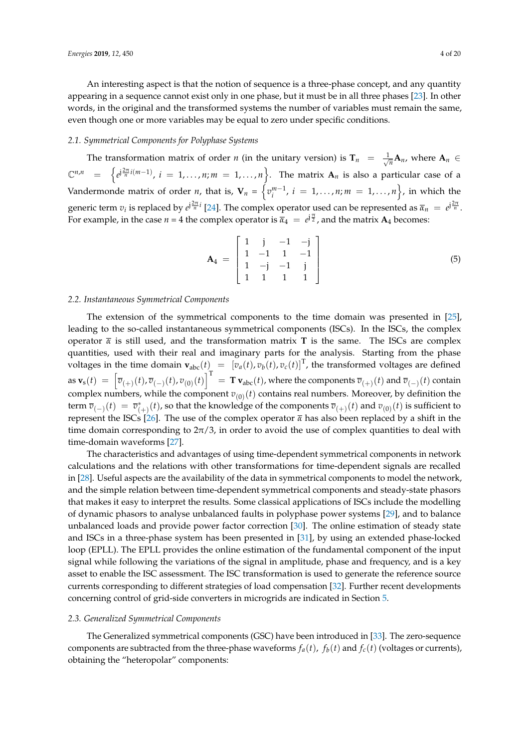An interesting aspect is that the notion of sequence is a three-phase concept, and any quantity appearing in a sequence cannot exist only in one phase, but it must be in all three phases [23]. In other words, in the original and the transformed systems the number of variables must remain the same, even though one or more variables may be equal to zero under specific conditions.

### 2.1. Symmetrical Components for Polyphase Systems

The transformation matrix of order $n$ (in the unitary version) is $\mathbf{T}_n = \frac{1}{\sqrt{n}}\mathbf{A}_n$, where $\mathbf{A}_n \in \mathbb{C}^{n,n} = \left\{ e^{j\frac{2\pi}{n}i(m-1)},\ i = 1,\ldots,n; m = 1,\ldots,n \right\}$. The matrix $\mathbf{A}_n$ is also a particular case of a Vandermonde matrix of order $n$, that is, $\mathbf{V}_n = \left\{ v_i^{m-1},\ i = 1,\ldots,n; m = 1,\ldots,n \right\}$, in which the generic term $v_i$ is replaced by $e^{j\frac{2\pi}{n}i}$ [24]. The complex operator used can be represented as $\overline{\alpha}_n = e^{j\frac{2\pi}{n}}$. For example, in the case $n = 4$ the complex operator is $\overline{\alpha}_4 = e^{j\frac{\pi}{2}}$, and the matrix $\mathbf{A}_4$ becomes:

$$
\mathbf{A}_4 = \begin{bmatrix} 1 & j & -1 & -j \\ 1 & -1 & 1 & -1 \\ 1 & -j & -1 & j \\ 1 & 1 & 1 & 1 \end{bmatrix} \tag{5}
$$

### 2.2. Instantaneous Symmetrical Components

The extension of the symmetrical components to the time domain was presented in [25], leading to the so-called instantaneous symmetrical components (ISCs). In the ISCs, the complex operator $\overline{\alpha}$ is still used, and the transformation matrix $\mathbf{T}$ is the same. The ISCs are complex quantities, used with their real and imaginary parts for the analysis. Starting from the phase voltages in the time domain $\mathbf{v}_{\text{abc}}(t) = [v_a(t), v_b(t), v_c(t)]^{\text{T}}$, the transformed voltages are defined as $\mathbf{v}_{\text{s}}(t) = \left[\overline{v}_{(+)}(t), \overline{v}_{(-)}(t), v_{(0)}(t)\right]^{\text{T}} = \mathbf{T}\,\mathbf{v}_{\text{abc}}(t)$, where the components $\overline{v}_{(+)}(t)$ and $\overline{v}_{(-)}(t)$ contain complex numbers, while the component $v_{(0)}(t)$ contains real numbers. Moreover, by definition the term $\overline{v}_{(-)}(t) = \overline{v}^{*}_{(+)}(t)$, so that the knowledge of the components $\overline{v}_{(+)}(t)$ and $v_{(0)}(t)$ is sufficient to represent the ISCs [26]. The use of the complex operator $\overline{\alpha}$ has also been replaced by a shift in the time domain corresponding to $2\pi/3$, in order to avoid the use of complex quantities to deal with time-domain waveforms [27].

The characteristics and advantages of using time-dependent symmetrical components in network calculations and the relations with other transformations for time-dependent signals are recalled in [28]. Useful aspects are the availability of the data in symmetrical components to model the network, and the simple relation between time-dependent symmetrical components and steady-state phasors that makes it easy to interpret the results. Some classical applications of ISCs include the modelling of dynamic phasors to analyse unbalanced faults in polyphase power systems [29], and to balance unbalanced loads and provide power factor correction [30]. The online estimation of steady state and ISCs in a three-phase system has been presented in [31], by using an extended phase-locked loop (EPLL). The EPLL provides the online estimation of the fundamental component of the input signal while following the variations of the signal in amplitude, phase and frequency, and is a key asset to enable the ISC assessment. The ISC transformation is used to generate the reference source currents corresponding to different strategies of load compensation [32]. Further recent developments concerning control of grid-side converters in microgrids are indicated in Section 5.

### 2.3. Generalized Symmetrical Components

The Generalized symmetrical components (GSC) have been introduced in [33]. The zero-sequence components are subtracted from the three-phase waveforms $f_a(t)$, $f_b(t)$ and $f_c(t)$ (voltages or currents), obtaining the "heteropolar" components: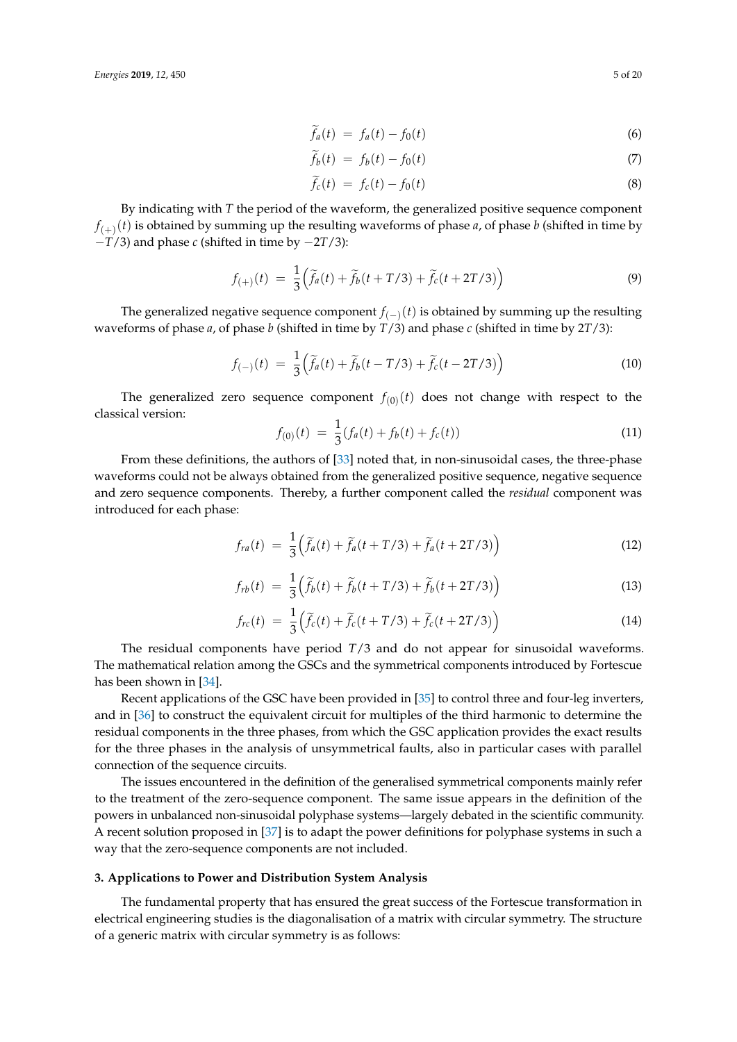$$\widetilde{f}_a(t) \;=\; f_a(t) - f_0(t) \tag{6}$$

$$\widetilde{f}_b(t) \;=\; f_b(t) - f_0(t) \tag{7}$$

$$\widetilde{f}_c(t) \;=\; f_c(t) - f_0(t) \tag{8}$$

By indicating with $T$ the period of the waveform, the generalized positive sequence component $f_{(+)}(t)$ is obtained by summing up the resulting waveforms of phase $a$, of phase $b$ (shifted in time by $-T/3$) and phase $c$ (shifted in time by $-2T/3$):

$$f_{(+)}(t) \;=\; \frac{1}{3}\Big(\widetilde{f}_a(t) + \widetilde{f}_b(t+T/3) + \widetilde{f}_c(t+2T/3)\Big) \tag{9}$$

The generalized negative sequence component $f_{(-)}(t)$ is obtained by summing up the resulting waveforms of phase $a$, of phase $b$ (shifted in time by $T/3$) and phase $c$ (shifted in time by $2T/3$):

$$f_{(-)}(t) \;=\; \frac{1}{3}\Big(\widetilde{f}_a(t) + \widetilde{f}_b(t-T/3) + \widetilde{f}_c(t-2T/3)\Big) \tag{10}$$

The generalized zero sequence component $f_{(0)}(t)$ does not change with respect to the classical version:

$$f_{(0)}(t) \;=\; \frac{1}{3}(f_a(t) + f_b(t) + f_c(t)) \tag{11}$$

From these definitions, the authors of [33] noted that, in non-sinusoidal cases, the three-phase waveforms could not be always obtained from the generalized positive sequence, negative sequence and zero sequence components. Thereby, a further component called the *residual* component was introduced for each phase:

$$f_{ra}(t) \;=\; \frac{1}{3}\Big(\widetilde{f}_a(t) + \widetilde{f}_a(t+T/3) + \widetilde{f}_a(t+2T/3)\Big) \tag{12}$$

$$f_{rb}(t) \;=\; \frac{1}{3}\Big(\widetilde{f}_b(t) + \widetilde{f}_b(t+T/3) + \widetilde{f}_b(t+2T/3)\Big) \tag{13}$$

$$f_{rc}(t) \;=\; \frac{1}{3}\Big(\widetilde{f}_c(t) + \widetilde{f}_c(t+T/3) + \widetilde{f}_c(t+2T/3)\Big) \tag{14}$$

The residual components have period $T/3$ and do not appear for sinusoidal waveforms. The mathematical relation among the GSCs and the symmetrical components introduced by Fortescue has been shown in [34].

Recent applications of the GSC have been provided in [35] to control three and four-leg inverters, and in [36] to construct the equivalent circuit for multiples of the third harmonic to determine the residual components in the three phases, from which the GSC application provides the exact results for the three phases in the analysis of unsymmetrical faults, also in particular cases with parallel connection of the sequence circuits.

The issues encountered in the definition of the generalised symmetrical components mainly refer to the treatment of the zero-sequence component. The same issue appears in the definition of the powers in unbalanced non-sinusoidal polyphase systems—largely debated in the scientific community. A recent solution proposed in [37] is to adapt the power definitions for polyphase systems in such a way that the zero-sequence components are not included.

## 3. Applications to Power and Distribution System Analysis

The fundamental property that has ensured the great success of the Fortescue transformation in electrical engineering studies is the diagonalisation of a matrix with circular symmetry. The structure of a generic matrix with circular symmetry is as follows: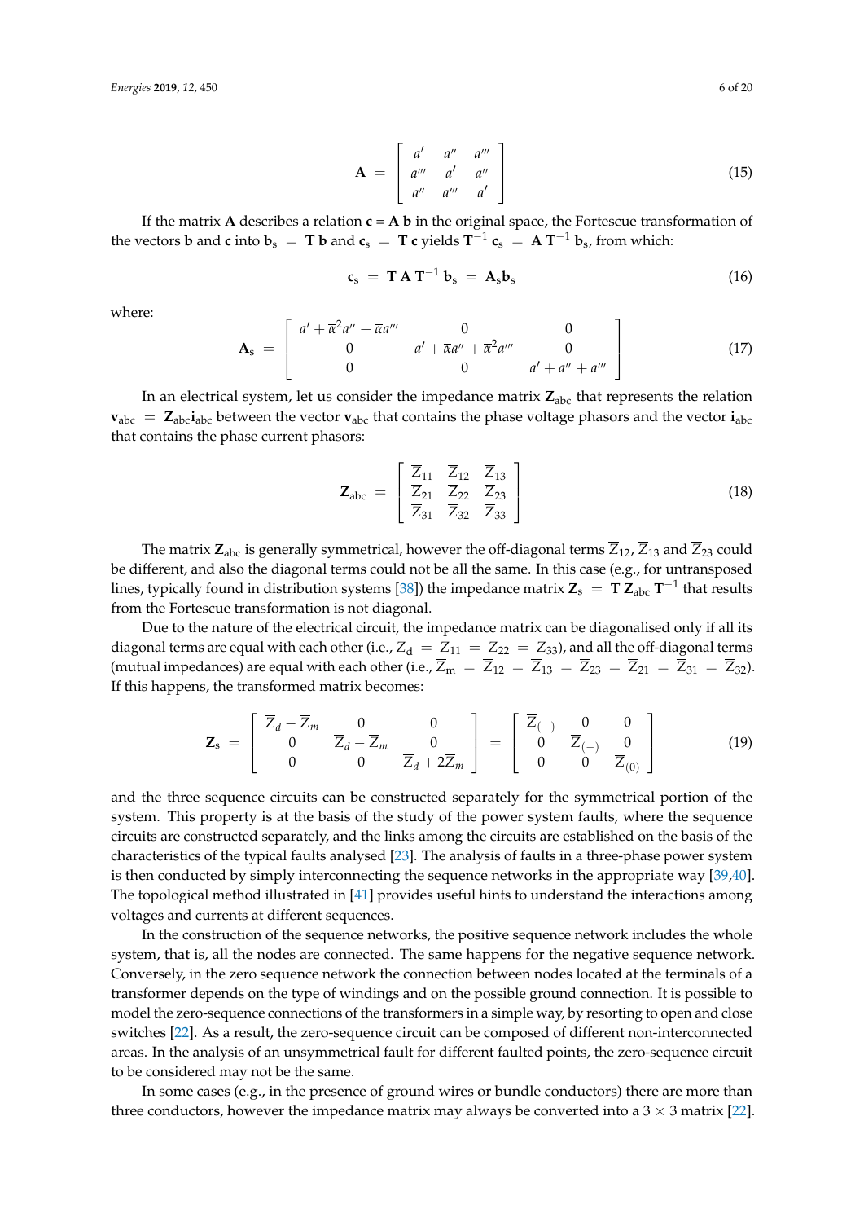$$\mathbf{A} = \begin{bmatrix} a' & a'' & a''' \\ a''' & a' & a'' \\ a'' & a''' & a' \end{bmatrix} \tag{15}$$

If the matrix $\mathbf{A}$ describes a relation $\mathbf{c} = \mathbf{A}\,\mathbf{b}$ in the original space, the Fortescue transformation of the vectors $\mathbf{b}$ and $\mathbf{c}$ into $\mathbf{b}_\mathrm{s} = \mathbf{T}\,\mathbf{b}$ and $\mathbf{c}_\mathrm{s} = \mathbf{T}\,\mathbf{c}$ yields $\mathbf{T}^{-1}\,\mathbf{c}_\mathrm{s} = \mathbf{A}\,\mathbf{T}^{-1}\,\mathbf{b}_\mathrm{s}$, from which:

$$\mathbf{c}_\mathrm{s} = \mathbf{T}\,\mathbf{A}\,\mathbf{T}^{-1}\,\mathbf{b}_\mathrm{s} = \mathbf{A}_\mathrm{s}\mathbf{b}_\mathrm{s} \tag{16}$$

where:

$$\mathbf{A}_\mathrm{s} = \begin{bmatrix} a' + \overline{\alpha}^2 a'' + \overline{\alpha} a''' & 0 & 0 \\ 0 & a' + \overline{\alpha} a'' + \overline{\alpha}^2 a''' & 0 \\ 0 & 0 & a' + a'' + a''' \end{bmatrix} \tag{17}$$

In an electrical system, let us consider the impedance matrix $\mathbf{Z}_\mathrm{abc}$ that represents the relation $\mathbf{v}_\mathrm{abc} = \mathbf{Z}_\mathrm{abc}\mathbf{i}_\mathrm{abc}$ between the vector $\mathbf{v}_\mathrm{abc}$ that contains the phase voltage phasors and the vector $\mathbf{i}_\mathrm{abc}$ that contains the phase current phasors:

$$\mathbf{Z}_\mathrm{abc} = \begin{bmatrix} \overline{Z}_{11} & \overline{Z}_{12} & \overline{Z}_{13} \\ \overline{Z}_{21} & \overline{Z}_{22} & \overline{Z}_{23} \\ \overline{Z}_{31} & \overline{Z}_{32} & \overline{Z}_{33} \end{bmatrix} \tag{18}$$

The matrix $\mathbf{Z}_\mathrm{abc}$ is generally symmetrical, however the off-diagonal terms $\overline{Z}_{12}$, $\overline{Z}_{13}$ and $\overline{Z}_{23}$ could be different, and also the diagonal terms could not be all the same. In this case (e.g., for untransposed lines, typically found in distribution systems [38]) the impedance matrix $\mathbf{Z}_\mathrm{s} = \mathbf{T}\,\mathbf{Z}_\mathrm{abc}\,\mathbf{T}^{-1}$ that results from the Fortescue transformation is not diagonal.

Due to the nature of the electrical circuit, the impedance matrix can be diagonalised only if all its diagonal terms are equal with each other (i.e., $\overline{Z}_\mathrm{d} = \overline{Z}_{11} = \overline{Z}_{22} = \overline{Z}_{33}$), and all the off-diagonal terms (mutual impedances) are equal with each other (i.e., $\overline{Z}_\mathrm{m} = \overline{Z}_{12} = \overline{Z}_{13} = \overline{Z}_{23} = \overline{Z}_{21} = \overline{Z}_{31} = \overline{Z}_{32}$). If this happens, the transformed matrix becomes:

$$\mathbf{Z}_\mathrm{s} = \begin{bmatrix} \overline{Z}_d - \overline{Z}_m & 0 & 0 \\ 0 & \overline{Z}_d - \overline{Z}_m & 0 \\ 0 & 0 & \overline{Z}_d + 2\overline{Z}_m \end{bmatrix} = \begin{bmatrix} \overline{Z}_{(+)} & 0 & 0 \\ 0 & \overline{Z}_{(-)} & 0 \\ 0 & 0 & \overline{Z}_{(0)} \end{bmatrix} \tag{19}$$

and the three sequence circuits can be constructed separately for the symmetrical portion of the system. This property is at the basis of the study of the power system faults, where the sequence circuits are constructed separately, and the links among the circuits are established on the basis of the characteristics of the typical faults analysed [23]. The analysis of faults in a three-phase power system is then conducted by simply interconnecting the sequence networks in the appropriate way [39,40]. The topological method illustrated in [41] provides useful hints to understand the interactions among voltages and currents at different sequences.

In the construction of the sequence networks, the positive sequence network includes the whole system, that is, all the nodes are connected. The same happens for the negative sequence network. Conversely, in the zero sequence network the connection between nodes located at the terminals of a transformer depends on the type of windings and on the possible ground connection. It is possible to model the zero-sequence connections of the transformers in a simple way, by resorting to open and close switches [22]. As a result, the zero-sequence circuit can be composed of different non-interconnected areas. In the analysis of an unsymmetrical fault for different faulted points, the zero-sequence circuit to be considered may not be the same.

In some cases (e.g., in the presence of ground wires or bundle conductors) there are more than three conductors, however the impedance matrix may always be converted into a $3 \times 3$ matrix [22].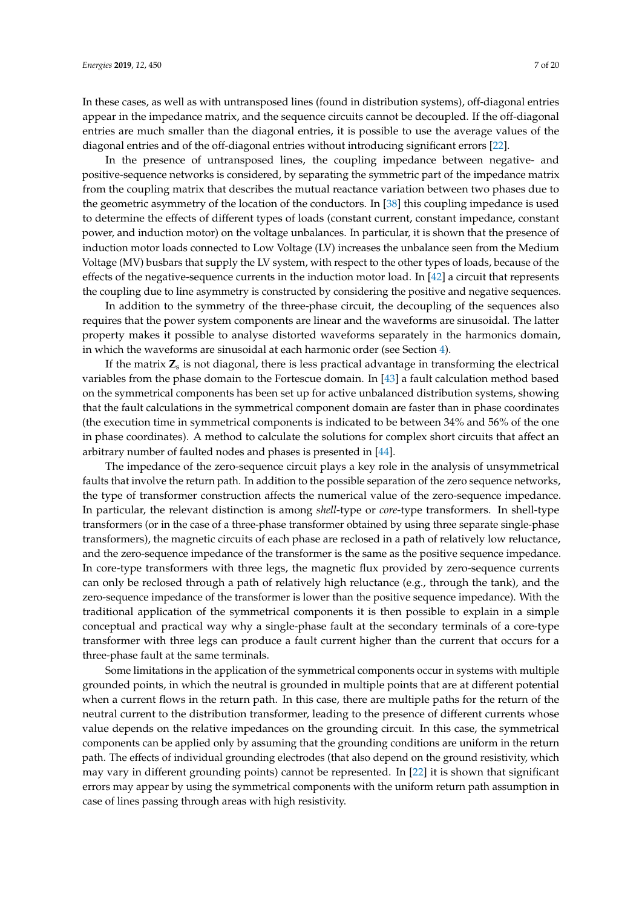In these cases, as well as with untransposed lines (found in distribution systems), off-diagonal entries appear in the impedance matrix, and the sequence circuits cannot be decoupled. If the off-diagonal entries are much smaller than the diagonal entries, it is possible to use the average values of the diagonal entries and of the off-diagonal entries without introducing significant errors [22].

In the presence of untransposed lines, the coupling impedance between negative- and positive-sequence networks is considered, by separating the symmetric part of the impedance matrix from the coupling matrix that describes the mutual reactance variation between two phases due to the geometric asymmetry of the location of the conductors. In [38] this coupling impedance is used to determine the effects of different types of loads (constant current, constant impedance, constant power, and induction motor) on the voltage unbalances. In particular, it is shown that the presence of induction motor loads connected to Low Voltage (LV) increases the unbalance seen from the Medium Voltage (MV) busbars that supply the LV system, with respect to the other types of loads, because of the effects of the negative-sequence currents in the induction motor load. In [42] a circuit that represents the coupling due to line asymmetry is constructed by considering the positive and negative sequences.

In addition to the symmetry of the three-phase circuit, the decoupling of the sequences also requires that the power system components are linear and the waveforms are sinusoidal. The latter property makes it possible to analyse distorted waveforms separately in the harmonics domain, in which the waveforms are sinusoidal at each harmonic order (see Section 4).

If the matrix $\mathbf{Z}_s$ is not diagonal, there is less practical advantage in transforming the electrical variables from the phase domain to the Fortescue domain. In [43] a fault calculation method based on the symmetrical components has been set up for active unbalanced distribution systems, showing that the fault calculations in the symmetrical component domain are faster than in phase coordinates (the execution time in symmetrical components is indicated to be between 34% and 56% of the one in phase coordinates). A method to calculate the solutions for complex short circuits that affect an arbitrary number of faulted nodes and phases is presented in [44].

The impedance of the zero-sequence circuit plays a key role in the analysis of unsymmetrical faults that involve the return path. In addition to the possible separation of the zero sequence networks, the type of transformer construction affects the numerical value of the zero-sequence impedance. In particular, the relevant distinction is among *shell*-type or *core*-type transformers. In shell-type transformers (or in the case of a three-phase transformer obtained by using three separate single-phase transformers), the magnetic circuits of each phase are reclosed in a path of relatively low reluctance, and the zero-sequence impedance of the transformer is the same as the positive sequence impedance. In core-type transformers with three legs, the magnetic flux provided by zero-sequence currents can only be reclosed through a path of relatively high reluctance (e.g., through the tank), and the zero-sequence impedance of the transformer is lower than the positive sequence impedance). With the traditional application of the symmetrical components it is then possible to explain in a simple conceptual and practical way why a single-phase fault at the secondary terminals of a core-type transformer with three legs can produce a fault current higher than the current that occurs for a three-phase fault at the same terminals.

Some limitations in the application of the symmetrical components occur in systems with multiple grounded points, in which the neutral is grounded in multiple points that are at different potential when a current flows in the return path. In this case, there are multiple paths for the return of the neutral current to the distribution transformer, leading to the presence of different currents whose value depends on the relative impedances on the grounding circuit. In this case, the symmetrical components can be applied only by assuming that the grounding conditions are uniform in the return path. The effects of individual grounding electrodes (that also depend on the ground resistivity, which may vary in different grounding points) cannot be represented. In [22] it is shown that significant errors may appear by using the symmetrical components with the uniform return path assumption in case of lines passing through areas with high resistivity.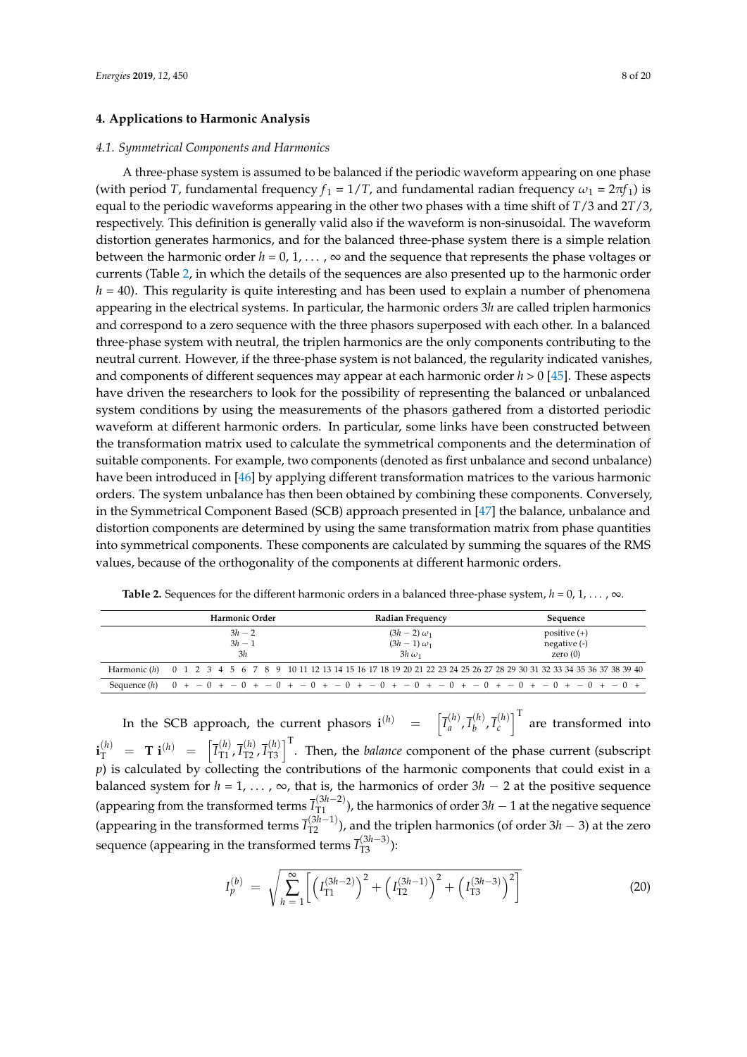## 4. Applications to Harmonic Analysis

### 4.1. Symmetrical Components and Harmonics

A three-phase system is assumed to be balanced if the periodic waveform appearing on one phase (with period $T$, fundamental frequency $f_1 = 1/T$, and fundamental radian frequency $\omega_1 = 2\pi f_1$) is equal to the periodic waveforms appearing in the other two phases with a time shift of $T/3$ and $2T/3$, respectively. This definition is generally valid also if the waveform is non-sinusoidal. The waveform distortion generates harmonics, and for the balanced three-phase system there is a simple relation between the harmonic order $h = 0, 1, \ldots, \infty$ and the sequence that represents the phase voltages or currents (Table 2, in which the details of the sequences are also presented up to the harmonic order $h = 40$). This regularity is quite interesting and has been used to explain a number of phenomena appearing in the electrical systems. In particular, the harmonic orders $3h$ are called triplen harmonics and correspond to a zero sequence with the three phasors superposed with each other. In a balanced three-phase system with neutral, the triplen harmonics are the only components contributing to the neutral current. However, if the three-phase system is not balanced, the regularity indicated vanishes, and components of different sequences may appear at each harmonic order $h > 0$ [45]. These aspects have driven the researchers to look for the possibility of representing the balanced or unbalanced system conditions by using the measurements of the phasors gathered from a distorted periodic waveform at different harmonic orders. In particular, some links have been constructed between the transformation matrix used to calculate the symmetrical components and the determination of suitable components. For example, two components (denoted as first unbalance and second unbalance) have been introduced in [46] by applying different transformation matrices to the various harmonic orders. The system unbalance has then been obtained by combining these components. Conversely, in the Symmetrical Component Based (SCB) approach presented in [47] the balance, unbalance and distortion components are determined by using the same transformation matrix from phase quantities into symmetrical components. These components are calculated by summing the squares of the RMS values, because of the orthogonality of the components at different harmonic orders.

**Table 2.** Sequences for the different harmonic orders in a balanced three-phase system, $h = 0, 1, \ldots, \infty$.

| Harmonic Order | Radian Frequency | Sequence |
|---|---|---|
| $3h - 2$ | $(3h - 2)\,\omega_1$ | positive (+) |
| $3h - 1$ | $(3h - 1)\,\omega_1$ | negative (-) |
| $3h$ | $3h\,\omega_1$ | zero (0) |

| Harmonic ($h$) | 0 | 1 | 2 | 3 | 4 | 5 | 6 | 7 | 8 | 9 | 10 | 11 | 12 | 13 | 14 | 15 | 16 | 17 | 18 | 19 | 20 | 21 | 22 | 23 | 24 | 25 | 26 | 27 | 28 | 29 | 30 | 31 | 32 | 33 | 34 | 35 | 36 | 37 | 38 | 39 | 40 |
|---|---|---|---|---|---|---|---|---|---|---|---|---|---|---|---|---|---|---|---|---|---|---|---|---|---|---|---|---|---|---|---|---|---|---|---|---|---|---|---|---|---|
| Sequence ($h$) | 0 | + | − | 0 | + | − | 0 | + | − | 0 | + | − | 0 | + | − | 0 | + | − | 0 | + | − | 0 | + | − | 0 | + | − | 0 | + | − | 0 | + | − | 0 | + | − | 0 | + | − | 0 | + |

In the SCB approach, the current phasors $\mathbf{i}^{(h)} = \left[\bar{I}_a^{(h)}, \bar{I}_b^{(h)}, \bar{I}_c^{(h)}\right]^{\mathrm{T}}$ are transformed into $\mathbf{i}_{\mathrm{T}}^{(h)} = \mathbf{T}\,\mathbf{i}^{(h)} = \left[\bar{I}_{\mathrm{T}1}^{(h)}, \bar{I}_{\mathrm{T}2}^{(h)}, \bar{I}_{\mathrm{T}3}^{(h)}\right]^{\mathrm{T}}$. Then, the *balance* component of the phase current (subscript $p$) is calculated by collecting the contributions of the harmonic components that could exist in a balanced system for $h = 1, \ldots, \infty$, that is, the harmonics of order $3h - 2$ at the positive sequence (appearing from the transformed terms $\bar{I}_{\mathrm{T}1}^{(3h-2)}$), the harmonics of order $3h - 1$ at the negative sequence (appearing in the transformed terms $\bar{I}_{\mathrm{T}2}^{(3h-1)}$), and the triplen harmonics (of order $3h - 3$) at the zero sequence (appearing in the transformed terms $\bar{I}_{\mathrm{T}3}^{(3h-3)}$):

$$I_p^{(b)} = \sqrt{\sum_{h=1}^{\infty}\left[\left(I_{\mathrm{T}1}^{(3h-2)}\right)^2 + \left(I_{\mathrm{T}2}^{(3h-1)}\right)^2 + \left(I_{\mathrm{T}3}^{(3h-3)}\right)^2\right]} \tag{20}$$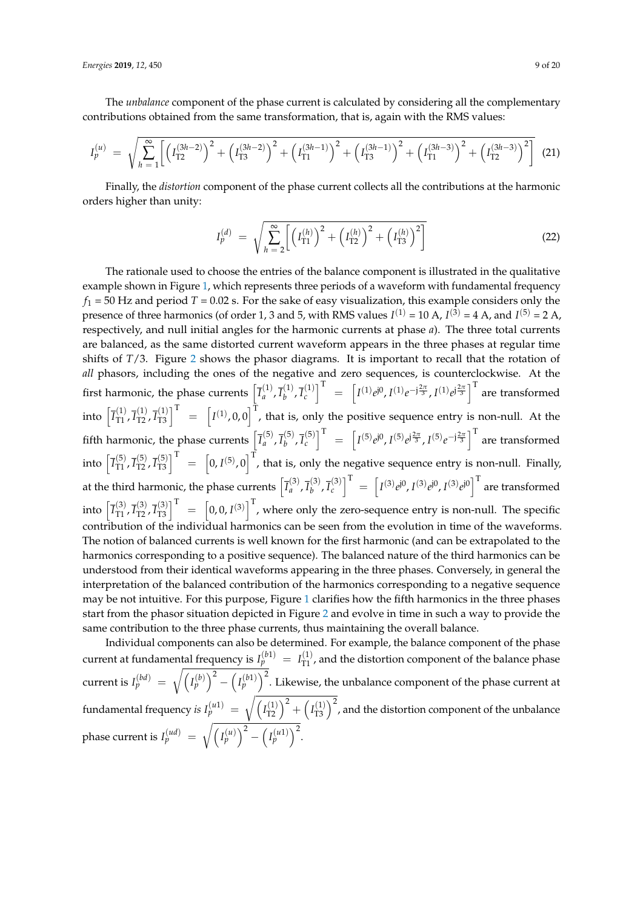The *unbalance* component of the phase current is calculated by considering all the complementary contributions obtained from the same transformation, that is, again with the RMS values:

$$I_p^{(u)} = \sqrt{\sum_{h=1}^{\infty}\left[\left(I_{\mathrm{T2}}^{(3h-2)}\right)^2 + \left(I_{\mathrm{T3}}^{(3h-2)}\right)^2 + \left(I_{\mathrm{T1}}^{(3h-1)}\right)^2 + \left(I_{\mathrm{T3}}^{(3h-1)}\right)^2 + \left(I_{\mathrm{T1}}^{(3h-3)}\right)^2 + \left(I_{\mathrm{T2}}^{(3h-3)}\right)^2\right]} \quad (21)$$

Finally, the *distortion* component of the phase current collects all the contributions at the harmonic orders higher than unity:

$$I_p^{(d)} = \sqrt{\sum_{h=2}^{\infty}\left[\left(I_{\mathrm{T1}}^{(h)}\right)^2 + \left(I_{\mathrm{T2}}^{(h)}\right)^2 + \left(I_{\mathrm{T3}}^{(h)}\right)^2\right]} \quad (22)$$

The rationale used to choose the entries of the balance component is illustrated in the qualitative example shown in Figure 1, which represents three periods of a waveform with fundamental frequency $f_1$ = 50 Hz and period $T$ = 0.02 s. For the sake of easy visualization, this example considers only the presence of three harmonics (of order 1, 3 and 5, with RMS values $I^{(1)}$ = 10 A, $I^{(3)}$ = 4 A, and $I^{(5)}$ = 2 A, respectively, and null initial angles for the harmonic currents at phase *a*). The three total currents are balanced, as the same distorted current waveform appears in the three phases at regular time shifts of $T/3$. Figure 2 shows the phasor diagrams. It is important to recall that the rotation of *all* phasors, including the ones of the negative and zero sequences, is counterclockwise. At the first harmonic, the phase currents $\left[\overline{I}_a^{(1)}, \overline{I}_b^{(1)}, \overline{I}_c^{(1)}\right]^{\mathrm{T}} = \left[I^{(1)}e^{\mathrm{j}0}, I^{(1)}e^{-\mathrm{j}\frac{2\pi}{3}}, I^{(1)}e^{\mathrm{j}\frac{2\pi}{3}}\right]^{\mathrm{T}}$ are transformed into $\left[\overline{I}_{\mathrm{T1}}^{(1)}, \overline{I}_{\mathrm{T2}}^{(1)}, \overline{I}_{\mathrm{T3}}^{(1)}\right]^{\mathrm{T}} = \left[I^{(1)}, 0, 0\right]^{\mathrm{T}}$, that is, only the positive sequence entry is non-null. At the fifth harmonic, the phase currents $\left[\overline{I}_a^{(5)}, \overline{I}_b^{(5)}, \overline{I}_c^{(5)}\right]^{\mathrm{T}} = \left[I^{(5)}e^{\mathrm{j}0}, I^{(5)}e^{\mathrm{j}\frac{2\pi}{3}}, I^{(5)}e^{-\mathrm{j}\frac{2\pi}{3}}\right]^{\mathrm{T}}$ are transformed into $\left[\overline{I}_{\mathrm{T1}}^{(5)}, \overline{I}_{\mathrm{T2}}^{(5)}, \overline{I}_{\mathrm{T3}}^{(5)}\right]^{\mathrm{T}} = \left[0, I^{(5)}, 0\right]^{\mathrm{T}}$, that is, only the negative sequence entry is non-null. Finally, at the third harmonic, the phase currents $\left[\overline{I}_a^{(3)}, \overline{I}_b^{(3)}, \overline{I}_c^{(3)}\right]^{\mathrm{T}} = \left[I^{(3)}e^{\mathrm{j}0}, I^{(3)}e^{\mathrm{j}0}, I^{(3)}e^{\mathrm{j}0}\right]^{\mathrm{T}}$ are transformed into $\left[\overline{I}_{\mathrm{T1}}^{(3)}, \overline{I}_{\mathrm{T2}}^{(3)}, \overline{I}_{\mathrm{T3}}^{(3)}\right]^{\mathrm{T}} = \left[0, 0, I^{(3)}\right]^{\mathrm{T}}$, where only the zero-sequence entry is non-null. The specific contribution of the individual harmonics can be seen from the evolution in time of the waveforms. The notion of balanced currents is well known for the first harmonic (and can be extrapolated to the harmonics corresponding to a positive sequence). The balanced nature of the third harmonics can be understood from their identical waveforms appearing in the three phases. Conversely, in general the interpretation of the balanced contribution of the harmonics corresponding to a negative sequence may be not intuitive. For this purpose, Figure 1 clarifies how the fifth harmonics in the three phases start from the phasor situation depicted in Figure 2 and evolve in time in such a way to provide the same contribution to the three phase currents, thus maintaining the overall balance.

Individual components can also be determined. For example, the balance component of the phase current at fundamental frequency is $I_p^{(b1)} = I_{\mathrm{T1}}^{(1)}$, and the distortion component of the balance phase current is $I_p^{(bd)} = \sqrt{\left(I_p^{(b)}\right)^2 - \left(I_p^{(b1)}\right)^2}$. Likewise, the unbalance component of the phase current at fundamental frequency *is* $I_p^{(u1)} = \sqrt{\left(I_{\mathrm{T2}}^{(1)}\right)^2 + \left(I_{\mathrm{T3}}^{(1)}\right)^2}$, and the distortion component of the unbalance phase current is $I_p^{(ud)} = \sqrt{\left(I_p^{(u)}\right)^2 - \left(I_p^{(u1)}\right)^2}$.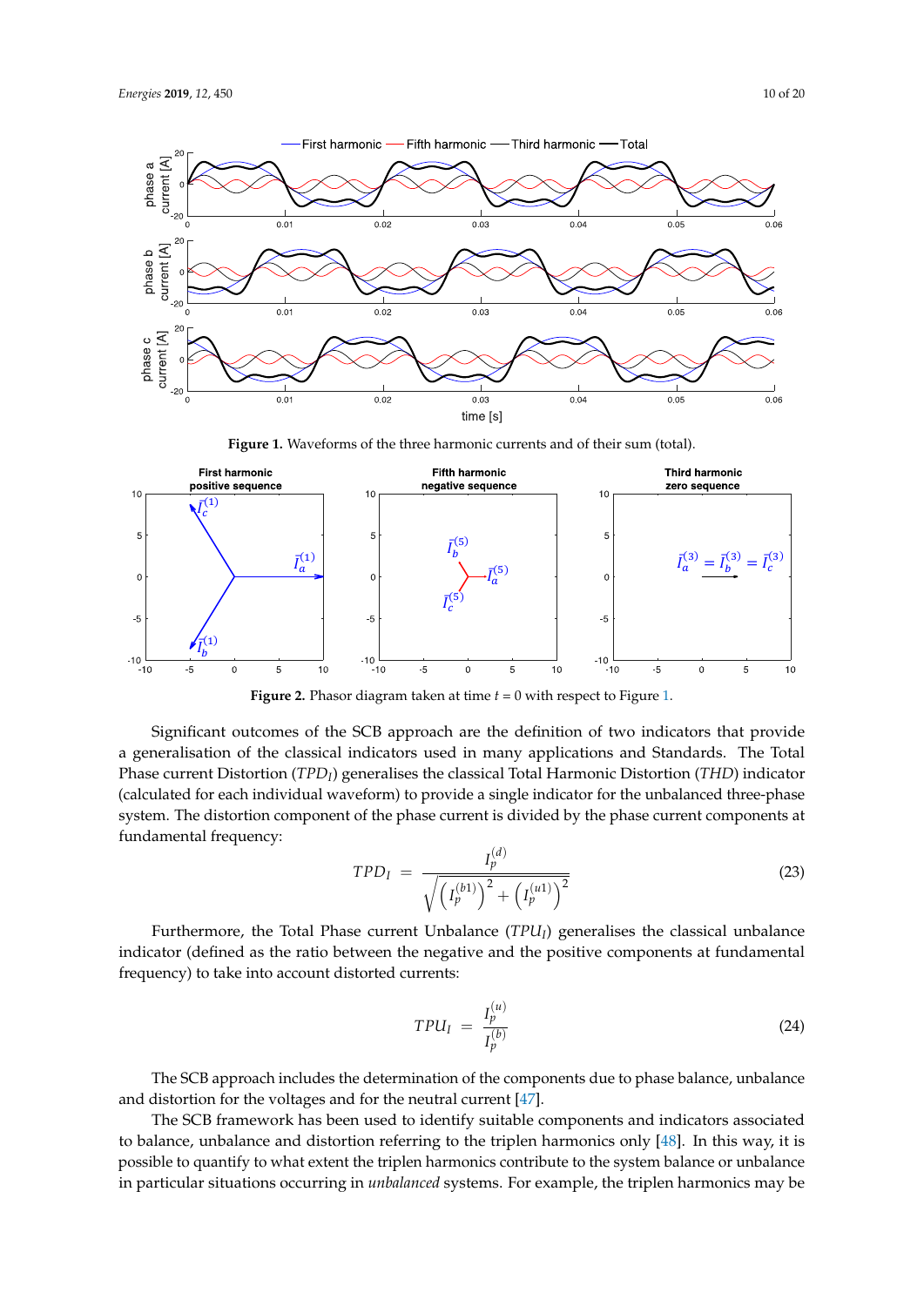**Figure 1.** Waveforms of the three harmonic currents and of their sum (total).

**Figure 2.** Phasor diagram taken at time $t = 0$ with respect to Figure 1.

Significant outcomes of the SCB approach are the definition of two indicators that provide a generalisation of the classical indicators used in many applications and Standards. The Total Phase current Distortion ($TPD_I$) generalises the classical Total Harmonic Distortion ($THD$) indicator (calculated for each individual waveform) to provide a single indicator for the unbalanced three-phase system. The distortion component of the phase current is divided by the phase current components at fundamental frequency:

$$TPD_I = \frac{I_p^{(d)}}{\sqrt{\left(I_p^{(b1)}\right)^2 + \left(I_p^{(u1)}\right)^2}} \tag{23}$$

Furthermore, the Total Phase current Unbalance ($TPU_I$) generalises the classical unbalance indicator (defined as the ratio between the negative and the positive components at fundamental frequency) to take into account distorted currents:

$$TPU_I = \frac{I_p^{(u)}}{I_p^{(b)}} \tag{24}$$

The SCB approach includes the determination of the components due to phase balance, unbalance and distortion for the voltages and for the neutral current [47].

The SCB framework has been used to identify suitable components and indicators associated to balance, unbalance and distortion referring to the triplen harmonics only [48]. In this way, it is possible to quantify to what extent the triplen harmonics contribute to the system balance or unbalance in particular situations occurring in *unbalanced* systems. For example, the triplen harmonics may be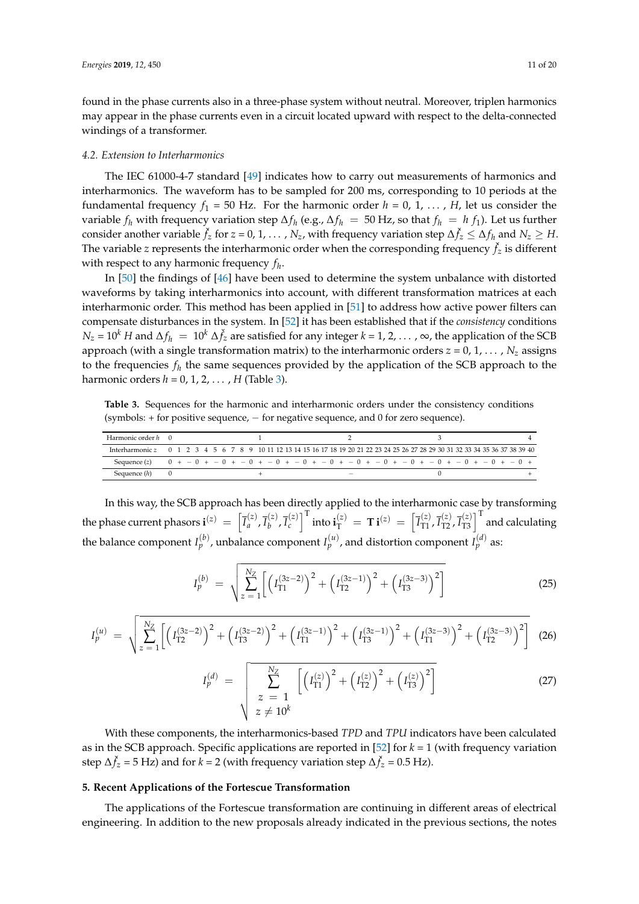found in the phase currents also in a three-phase system without neutral. Moreover, triplen harmonics may appear in the phase currents even in a circuit located upward with respect to the delta-connected windings of a transformer.

### 4.2. Extension to Interharmonics

The IEC 61000-4-7 standard [49] indicates how to carry out measurements of harmonics and interharmonics. The waveform has to be sampled for 200 ms, corresponding to 10 periods at the fundamental frequency $f_1 = 50$ Hz. For the harmonic order $h = 0, 1, \ldots, H$, let us consider the variable $f_h$ with frequency variation step $\Delta f_h$ (e.g., $\Delta f_h = 50$ Hz, so that $f_h = h\, f_1$). Let us further consider another variable $\check{f}_z$ for $z = 0, 1, \ldots, N_z$, with frequency variation step $\Delta \check{f}_z \leq \Delta f_h$ and $N_z \geq H$. The variable $z$ represents the interharmonic order when the corresponding frequency $\check{f}_z$ is different with respect to any harmonic frequency $f_h$.

In [50] the findings of [46] have been used to determine the system unbalance with distorted waveforms by taking interharmonics into account, with different transformation matrices at each interharmonic order. This method has been applied in [51] to address how active power filters can compensate disturbances in the system. In [52] it has been established that if the *consistency* conditions $N_z = 10^k\, H$ and $\Delta f_h = 10^k\, \Delta \check{f}_z$ are satisfied for any integer $k = 1, 2, \ldots, \infty$, the application of the SCB approach (with a single transformation matrix) to the interharmonic orders $z = 0, 1, \ldots, N_z$ assigns to the frequencies $f_h$ the same sequences provided by the application of the SCB approach to the harmonic orders $h = 0, 1, 2, \ldots, H$ (Table 3).

**Table 3.** Sequences for the harmonic and interharmonic orders under the consistency conditions (symbols: + for positive sequence, − for negative sequence, and 0 for zero sequence).

| Harmonic order $h$ | 0 | | | | | | | | | | 1 | | | | | | | | | | 2 | | | | | | | | | | 3 | | | | | | | | | | 4 |
|---|---|---|---|---|---|---|---|---|---|---|---|---|---|---|---|---|---|---|---|---|---|---|---|---|---|---|---|---|---|---|---|---|---|---|---|---|---|---|---|---|---|
| Interharmonic $z$ | 0 | 1 | 2 | 3 | 4 | 5 | 6 | 7 | 8 | 9 | 10 | 11 | 12 | 13 | 14 | 15 | 16 | 17 | 18 | 19 | 20 | 21 | 22 | 23 | 24 | 25 | 26 | 27 | 28 | 29 | 30 | 31 | 32 | 33 | 34 | 35 | 36 | 37 | 38 | 39 | 40 |
| Sequence ($z$) | 0 | + | − | 0 | + | − | 0 | + | − | 0 | + | − | 0 | + | − | 0 | + | − | 0 | + | − | 0 | + | − | 0 | + | − | 0 | + | − | 0 | + | − | 0 | + | − | 0 | + | − | 0 | + |
| Sequence ($h$) | 0 | | | | | | | | | | + | | | | | | | | | | − | | | | | | | | | | 0 | | | | | | | | | | + |

In this way, the SCB approach has been directly applied to the interharmonic case by transforming the phase current phasors $\mathbf{i}^{(z)} = \left[\bar{I}_a^{(z)}, \bar{I}_b^{(z)}, \bar{I}_c^{(z)}\right]^{\mathrm{T}}$ into $\mathbf{i}_{\mathrm{T}}^{(z)} = \mathbf{T}\, \mathbf{i}^{(z)} = \left[\bar{I}_{\mathrm{T1}}^{(z)}, \bar{I}_{\mathrm{T2}}^{(z)}, \bar{I}_{\mathrm{T3}}^{(z)}\right]^{\mathrm{T}}$ and calculating the balance component $I_p^{(b)}$, unbalance component $I_p^{(u)}$, and distortion component $I_p^{(d)}$ as:

$$
I_p^{(b)} = \sqrt{\sum_{z=1}^{N_Z} \left[ \left(I_{\mathrm{T1}}^{(3z-2)}\right)^2 + \left(I_{\mathrm{T2}}^{(3z-1)}\right)^2 + \left(I_{\mathrm{T3}}^{(3z-3)}\right)^2 \right]} \tag{25}
$$

$$
I_p^{(u)} = \sqrt{\sum_{z=1}^{N_Z} \left[ \left(I_{\mathrm{T2}}^{(3z-2)}\right)^2 + \left(I_{\mathrm{T3}}^{(3z-2)}\right)^2 + \left(I_{\mathrm{T1}}^{(3z-1)}\right)^2 + \left(I_{\mathrm{T3}}^{(3z-1)}\right)^2 + \left(I_{\mathrm{T1}}^{(3z-3)}\right)^2 + \left(I_{\mathrm{T2}}^{(3z-3)}\right)^2 \right]} \tag{26}
$$

$$
I_p^{(d)} = \sqrt{\sum_{\substack{z=1 \\ z \neq 10^k}}^{N_Z} \left[ \left(I_{\mathrm{T1}}^{(z)}\right)^2 + \left(I_{\mathrm{T2}}^{(z)}\right)^2 + \left(I_{\mathrm{T3}}^{(z)}\right)^2 \right]} \tag{27}
$$

With these components, the interharmonics-based *TPD* and *TPU* indicators have been calculated as in the SCB approach. Specific applications are reported in [52] for $k = 1$ (with frequency variation step $\Delta \check{f}_z = 5$ Hz) and for $k = 2$ (with frequency variation step $\Delta \check{f}_z = 0.5$ Hz).

## 5. Recent Applications of the Fortescue Transformation

The applications of the Fortescue transformation are continuing in different areas of electrical engineering. In addition to the new proposals already indicated in the previous sections, the notes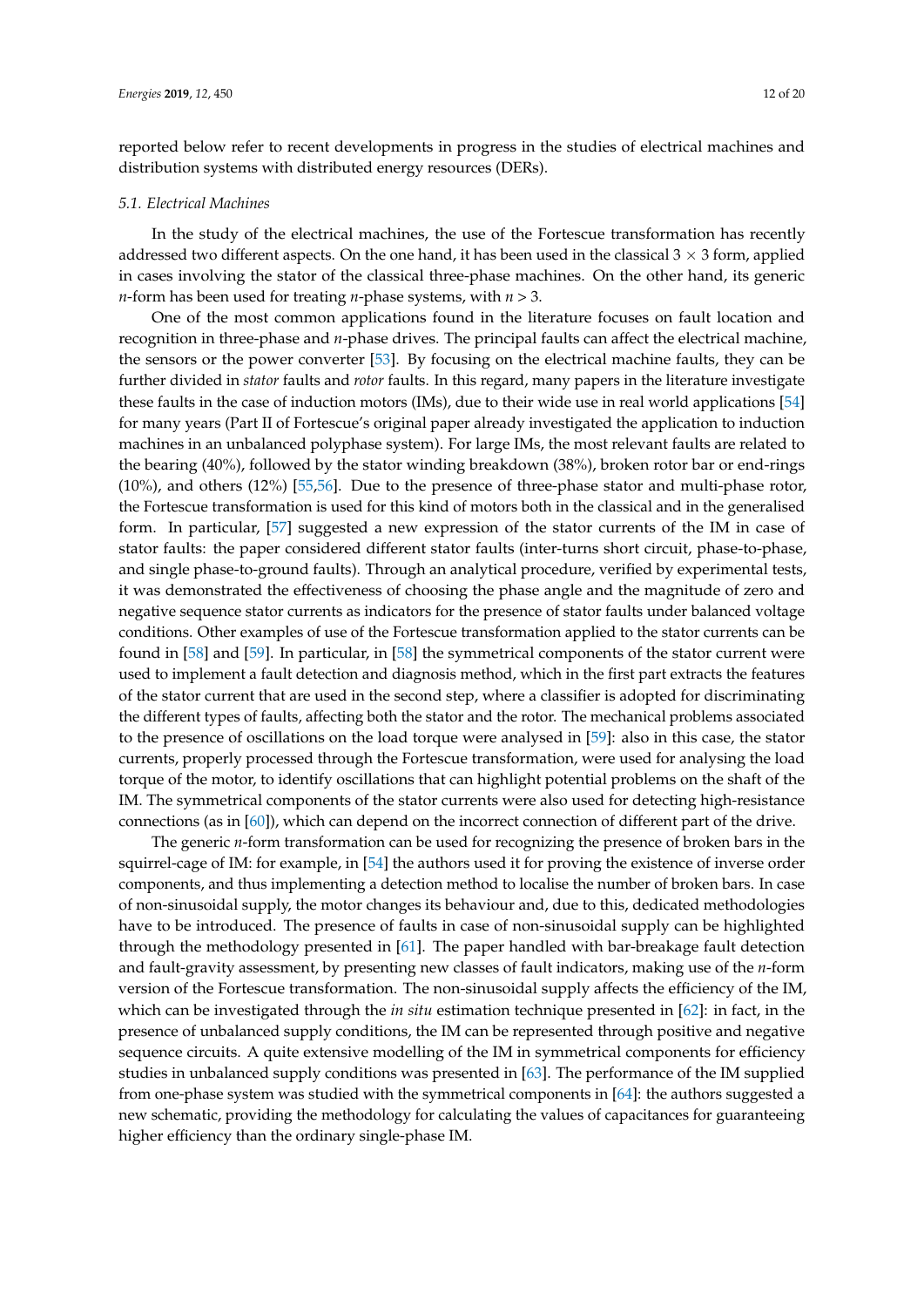reported below refer to recent developments in progress in the studies of electrical machines and distribution systems with distributed energy resources (DERs).

### *5.1. Electrical Machines*

In the study of the electrical machines, the use of the Fortescue transformation has recently addressed two different aspects. On the one hand, it has been used in the classical $3 \times 3$ form, applied in cases involving the stator of the classical three-phase machines. On the other hand, its generic *n*-form has been used for treating *n*-phase systems, with $n > 3$.

One of the most common applications found in the literature focuses on fault location and recognition in three-phase and *n*-phase drives. The principal faults can affect the electrical machine, the sensors or the power converter [53]. By focusing on the electrical machine faults, they can be further divided in *stator* faults and *rotor* faults. In this regard, many papers in the literature investigate these faults in the case of induction motors (IMs), due to their wide use in real world applications [54] for many years (Part II of Fortescue's original paper already investigated the application to induction machines in an unbalanced polyphase system). For large IMs, the most relevant faults are related to the bearing (40%), followed by the stator winding breakdown (38%), broken rotor bar or end-rings (10%), and others (12%) [55,56]. Due to the presence of three-phase stator and multi-phase rotor, the Fortescue transformation is used for this kind of motors both in the classical and in the generalised form. In particular, [57] suggested a new expression of the stator currents of the IM in case of stator faults: the paper considered different stator faults (inter-turns short circuit, phase-to-phase, and single phase-to-ground faults). Through an analytical procedure, verified by experimental tests, it was demonstrated the effectiveness of choosing the phase angle and the magnitude of zero and negative sequence stator currents as indicators for the presence of stator faults under balanced voltage conditions. Other examples of use of the Fortescue transformation applied to the stator currents can be found in [58] and [59]. In particular, in [58] the symmetrical components of the stator current were used to implement a fault detection and diagnosis method, which in the first part extracts the features of the stator current that are used in the second step, where a classifier is adopted for discriminating the different types of faults, affecting both the stator and the rotor. The mechanical problems associated to the presence of oscillations on the load torque were analysed in [59]: also in this case, the stator currents, properly processed through the Fortescue transformation, were used for analysing the load torque of the motor, to identify oscillations that can highlight potential problems on the shaft of the IM. The symmetrical components of the stator currents were also used for detecting high-resistance connections (as in [60]), which can depend on the incorrect connection of different part of the drive.

The generic *n*-form transformation can be used for recognizing the presence of broken bars in the squirrel-cage of IM: for example, in [54] the authors used it for proving the existence of inverse order components, and thus implementing a detection method to localise the number of broken bars. In case of non-sinusoidal supply, the motor changes its behaviour and, due to this, dedicated methodologies have to be introduced. The presence of faults in case of non-sinusoidal supply can be highlighted through the methodology presented in [61]. The paper handled with bar-breakage fault detection and fault-gravity assessment, by presenting new classes of fault indicators, making use of the *n*-form version of the Fortescue transformation. The non-sinusoidal supply affects the efficiency of the IM, which can be investigated through the *in situ* estimation technique presented in [62]: in fact, in the presence of unbalanced supply conditions, the IM can be represented through positive and negative sequence circuits. A quite extensive modelling of the IM in symmetrical components for efficiency studies in unbalanced supply conditions was presented in [63]. The performance of the IM supplied from one-phase system was studied with the symmetrical components in [64]: the authors suggested a new schematic, providing the methodology for calculating the values of capacitances for guaranteeing higher efficiency than the ordinary single-phase IM.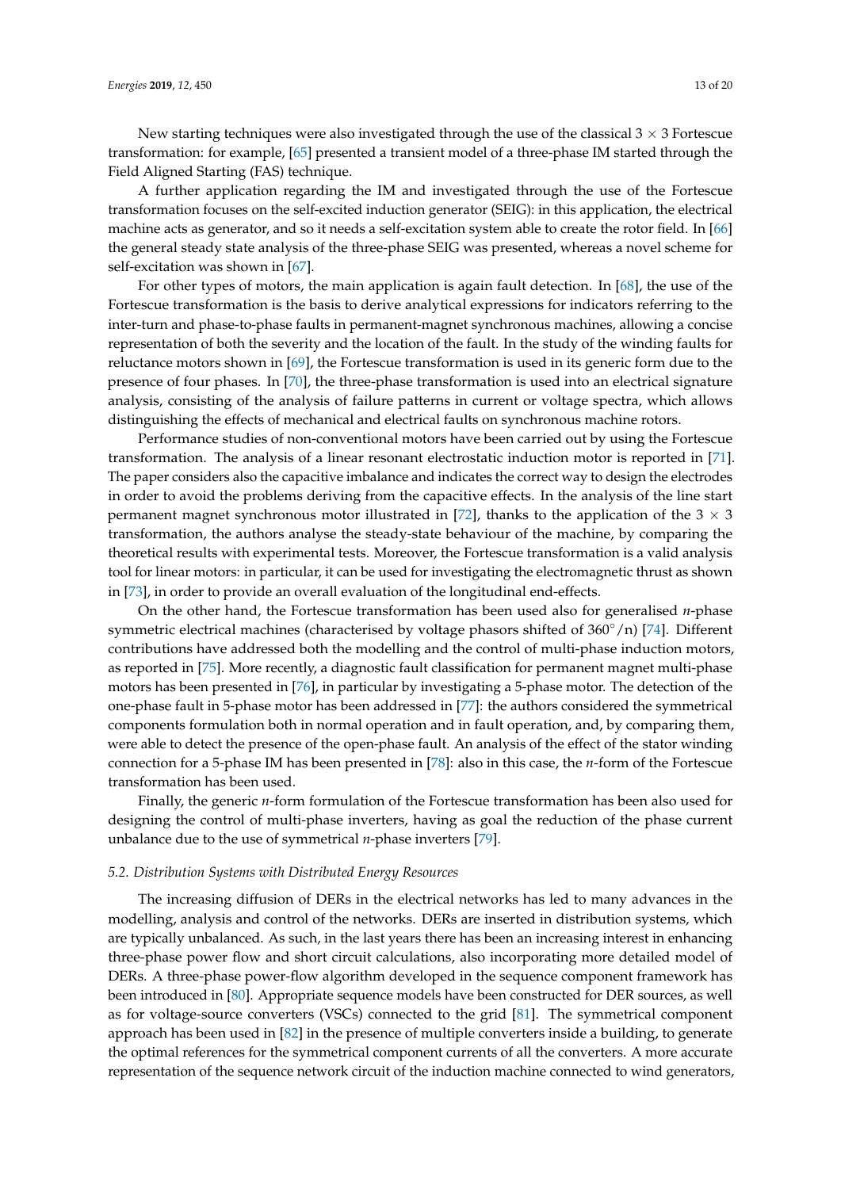New starting techniques were also investigated through the use of the classical $3 \times 3$ Fortescue transformation: for example, [65] presented a transient model of a three-phase IM started through the Field Aligned Starting (FAS) technique.

A further application regarding the IM and investigated through the use of the Fortescue transformation focuses on the self-excited induction generator (SEIG): in this application, the electrical machine acts as generator, and so it needs a self-excitation system able to create the rotor field. In [66] the general steady state analysis of the three-phase SEIG was presented, whereas a novel scheme for self-excitation was shown in [67].

For other types of motors, the main application is again fault detection. In [68], the use of the Fortescue transformation is the basis to derive analytical expressions for indicators referring to the inter-turn and phase-to-phase faults in permanent-magnet synchronous machines, allowing a concise representation of both the severity and the location of the fault. In the study of the winding faults for reluctance motors shown in [69], the Fortescue transformation is used in its generic form due to the presence of four phases. In [70], the three-phase transformation is used into an electrical signature analysis, consisting of the analysis of failure patterns in current or voltage spectra, which allows distinguishing the effects of mechanical and electrical faults on synchronous machine rotors.

Performance studies of non-conventional motors have been carried out by using the Fortescue transformation. The analysis of a linear resonant electrostatic induction motor is reported in [71]. The paper considers also the capacitive imbalance and indicates the correct way to design the electrodes in order to avoid the problems deriving from the capacitive effects. In the analysis of the line start permanent magnet synchronous motor illustrated in [72], thanks to the application of the $3 \times 3$ transformation, the authors analyse the steady-state behaviour of the machine, by comparing the theoretical results with experimental tests. Moreover, the Fortescue transformation is a valid analysis tool for linear motors: in particular, it can be used for investigating the electromagnetic thrust as shown in [73], in order to provide an overall evaluation of the longitudinal end-effects.

On the other hand, the Fortescue transformation has been used also for generalised $n$-phase symmetric electrical machines (characterised by voltage phasors shifted of $360^\circ/n$) [74]. Different contributions have addressed both the modelling and the control of multi-phase induction motors, as reported in [75]. More recently, a diagnostic fault classification for permanent magnet multi-phase motors has been presented in [76], in particular by investigating a 5-phase motor. The detection of the one-phase fault in 5-phase motor has been addressed in [77]: the authors considered the symmetrical components formulation both in normal operation and in fault operation, and, by comparing them, were able to detect the presence of the open-phase fault. An analysis of the effect of the stator winding connection for a 5-phase IM has been presented in [78]: also in this case, the $n$-form of the Fortescue transformation has been used.

Finally, the generic $n$-form formulation of the Fortescue transformation has been also used for designing the control of multi-phase inverters, having as goal the reduction of the phase current unbalance due to the use of symmetrical $n$-phase inverters [79].

### *5.2. Distribution Systems with Distributed Energy Resources*

The increasing diffusion of DERs in the electrical networks has led to many advances in the modelling, analysis and control of the networks. DERs are inserted in distribution systems, which are typically unbalanced. As such, in the last years there has been an increasing interest in enhancing three-phase power flow and short circuit calculations, also incorporating more detailed model of DERs. A three-phase power-flow algorithm developed in the sequence component framework has been introduced in [80]. Appropriate sequence models have been constructed for DER sources, as well as for voltage-source converters (VSCs) connected to the grid [81]. The symmetrical component approach has been used in [82] in the presence of multiple converters inside a building, to generate the optimal references for the symmetrical component currents of all the converters. A more accurate representation of the sequence network circuit of the induction machine connected to wind generators,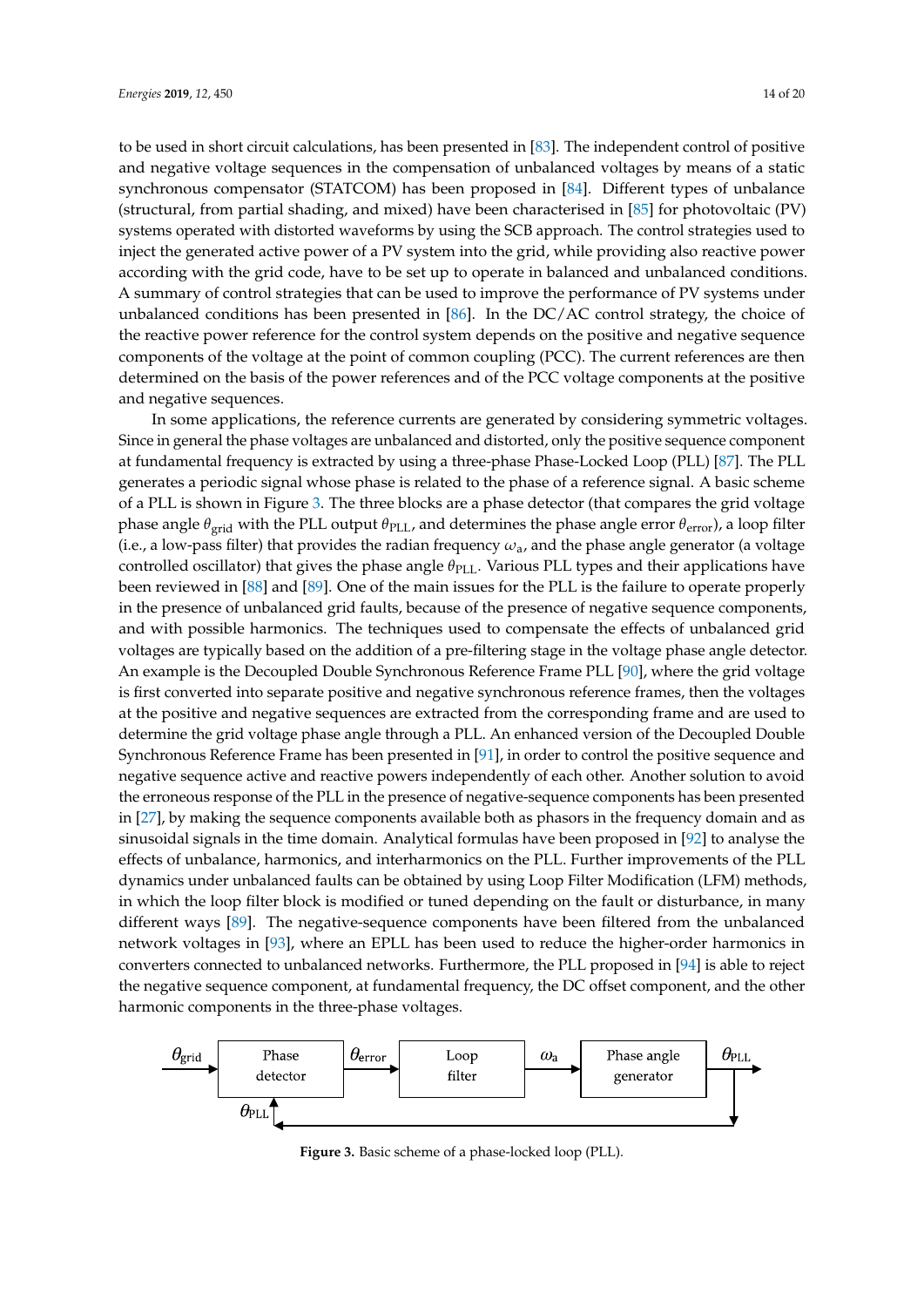to be used in short circuit calculations, has been presented in [83]. The independent control of positive and negative voltage sequences in the compensation of unbalanced voltages by means of a static synchronous compensator (STATCOM) has been proposed in [84]. Different types of unbalance (structural, from partial shading, and mixed) have been characterised in [85] for photovoltaic (PV) systems operated with distorted waveforms by using the SCB approach. The control strategies used to inject the generated active power of a PV system into the grid, while providing also reactive power according with the grid code, have to be set up to operate in balanced and unbalanced conditions. A summary of control strategies that can be used to improve the performance of PV systems under unbalanced conditions has been presented in [86]. In the DC/AC control strategy, the choice of the reactive power reference for the control system depends on the positive and negative sequence components of the voltage at the point of common coupling (PCC). The current references are then determined on the basis of the power references and of the PCC voltage components at the positive and negative sequences.

In some applications, the reference currents are generated by considering symmetric voltages. Since in general the phase voltages are unbalanced and distorted, only the positive sequence component at fundamental frequency is extracted by using a three-phase Phase-Locked Loop (PLL) [87]. The PLL generates a periodic signal whose phase is related to the phase of a reference signal. A basic scheme of a PLL is shown in Figure 3. The three blocks are a phase detector (that compares the grid voltage phase angle $\theta_{\text{grid}}$ with the PLL output $\theta_{\text{PLL}}$, and determines the phase angle error $\theta_{\text{error}}$), a loop filter (i.e., a low-pass filter) that provides the radian frequency $\omega_{\text{a}}$, and the phase angle generator (a voltage controlled oscillator) that gives the phase angle $\theta_{\text{PLL}}$. Various PLL types and their applications have been reviewed in [88] and [89]. One of the main issues for the PLL is the failure to operate properly in the presence of unbalanced grid faults, because of the presence of negative sequence components, and with possible harmonics. The techniques used to compensate the effects of unbalanced grid voltages are typically based on the addition of a pre-filtering stage in the voltage phase angle detector. An example is the Decoupled Double Synchronous Reference Frame PLL [90], where the grid voltage is first converted into separate positive and negative synchronous reference frames, then the voltages at the positive and negative sequences are extracted from the corresponding frame and are used to determine the grid voltage phase angle through a PLL. An enhanced version of the Decoupled Double Synchronous Reference Frame has been presented in [91], in order to control the positive sequence and negative sequence active and reactive powers independently of each other. Another solution to avoid the erroneous response of the PLL in the presence of negative-sequence components has been presented in [27], by making the sequence components available both as phasors in the frequency domain and as sinusoidal signals in the time domain. Analytical formulas have been proposed in [92] to analyse the effects of unbalance, harmonics, and interharmonics on the PLL. Further improvements of the PLL dynamics under unbalanced faults can be obtained by using Loop Filter Modification (LFM) methods, in which the loop filter block is modified or tuned depending on the fault or disturbance, in many different ways [89]. The negative-sequence components have been filtered from the unbalanced network voltages in [93], where an EPLL has been used to reduce the higher-order harmonics in converters connected to unbalanced networks. Furthermore, the PLL proposed in [94] is able to reject the negative sequence component, at fundamental frequency, the DC offset component, and the other harmonic components in the three-phase voltages.

$\theta_{\text{grid}}$ → Phase detector → $\theta_{\text{error}}$ → Loop filter → $\omega_{\text{a}}$ → Phase angle generator → $\theta_{\text{PLL}}$ (fed back to Phase detector)

**Figure 3.** Basic scheme of a phase-locked loop (PLL).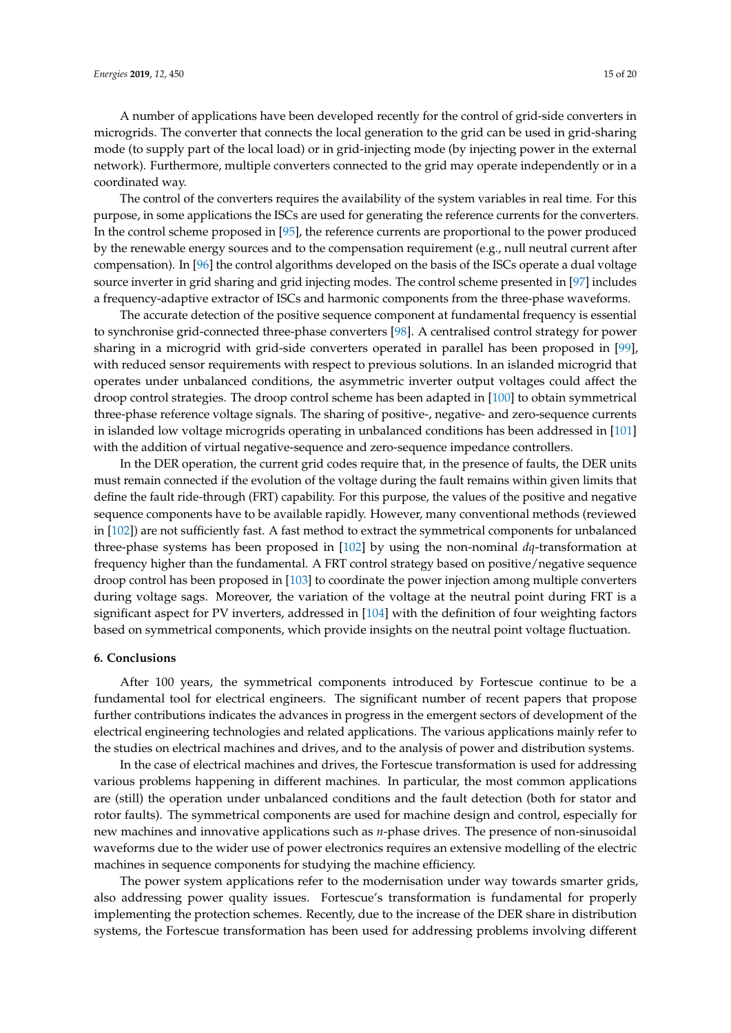A number of applications have been developed recently for the control of grid-side converters in microgrids. The converter that connects the local generation to the grid can be used in grid-sharing mode (to supply part of the local load) or in grid-injecting mode (by injecting power in the external network). Furthermore, multiple converters connected to the grid may operate independently or in a coordinated way.

The control of the converters requires the availability of the system variables in real time. For this purpose, in some applications the ISCs are used for generating the reference currents for the converters. In the control scheme proposed in [95], the reference currents are proportional to the power produced by the renewable energy sources and to the compensation requirement (e.g., null neutral current after compensation). In [96] the control algorithms developed on the basis of the ISCs operate a dual voltage source inverter in grid sharing and grid injecting modes. The control scheme presented in [97] includes a frequency-adaptive extractor of ISCs and harmonic components from the three-phase waveforms.

The accurate detection of the positive sequence component at fundamental frequency is essential to synchronise grid-connected three-phase converters [98]. A centralised control strategy for power sharing in a microgrid with grid-side converters operated in parallel has been proposed in [99], with reduced sensor requirements with respect to previous solutions. In an islanded microgrid that operates under unbalanced conditions, the asymmetric inverter output voltages could affect the droop control strategies. The droop control scheme has been adapted in [100] to obtain symmetrical three-phase reference voltage signals. The sharing of positive-, negative- and zero-sequence currents in islanded low voltage microgrids operating in unbalanced conditions has been addressed in [101] with the addition of virtual negative-sequence and zero-sequence impedance controllers.

In the DER operation, the current grid codes require that, in the presence of faults, the DER units must remain connected if the evolution of the voltage during the fault remains within given limits that define the fault ride-through (FRT) capability. For this purpose, the values of the positive and negative sequence components have to be available rapidly. However, many conventional methods (reviewed in [102]) are not sufficiently fast. A fast method to extract the symmetrical components for unbalanced three-phase systems has been proposed in [102] by using the non-nominal *dq*-transformation at frequency higher than the fundamental. A FRT control strategy based on positive/negative sequence droop control has been proposed in [103] to coordinate the power injection among multiple converters during voltage sags. Moreover, the variation of the voltage at the neutral point during FRT is a significant aspect for PV inverters, addressed in [104] with the definition of four weighting factors based on symmetrical components, which provide insights on the neutral point voltage fluctuation.

## 6. Conclusions

After 100 years, the symmetrical components introduced by Fortescue continue to be a fundamental tool for electrical engineers. The significant number of recent papers that propose further contributions indicates the advances in progress in the emergent sectors of development of the electrical engineering technologies and related applications. The various applications mainly refer to the studies on electrical machines and drives, and to the analysis of power and distribution systems.

In the case of electrical machines and drives, the Fortescue transformation is used for addressing various problems happening in different machines. In particular, the most common applications are (still) the operation under unbalanced conditions and the fault detection (both for stator and rotor faults). The symmetrical components are used for machine design and control, especially for new machines and innovative applications such as *n*-phase drives. The presence of non-sinusoidal waveforms due to the wider use of power electronics requires an extensive modelling of the electric machines in sequence components for studying the machine efficiency.

The power system applications refer to the modernisation under way towards smarter grids, also addressing power quality issues. Fortescue's transformation is fundamental for properly implementing the protection schemes. Recently, due to the increase of the DER share in distribution systems, the Fortescue transformation has been used for addressing problems involving different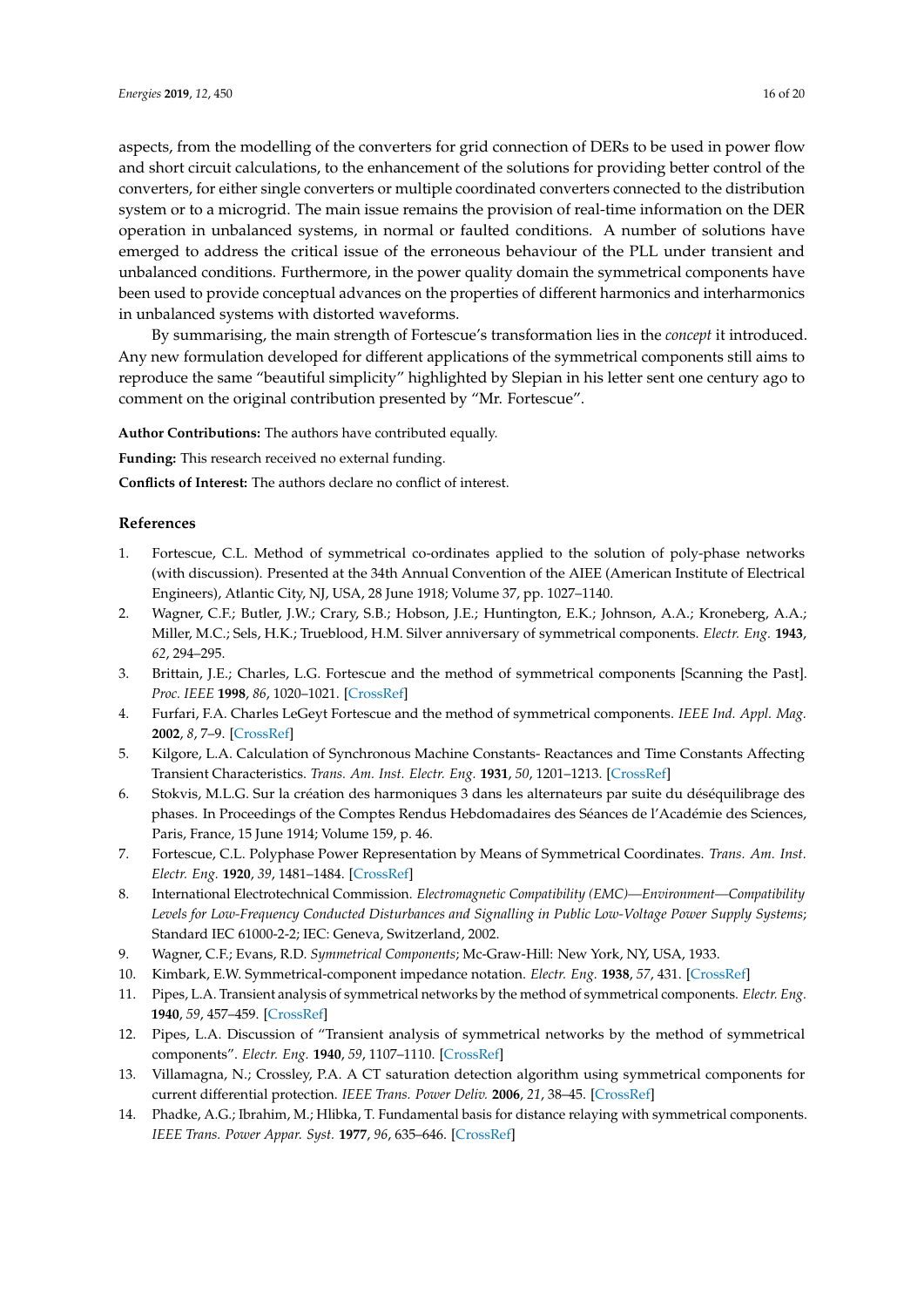aspects, from the modelling of the converters for grid connection of DERs to be used in power flow and short circuit calculations, to the enhancement of the solutions for providing better control of the converters, for either single converters or multiple coordinated converters connected to the distribution system or to a microgrid. The main issue remains the provision of real-time information on the DER operation in unbalanced systems, in normal or faulted conditions. A number of solutions have emerged to address the critical issue of the erroneous behaviour of the PLL under transient and unbalanced conditions. Furthermore, in the power quality domain the symmetrical components have been used to provide conceptual advances on the properties of different harmonics and interharmonics in unbalanced systems with distorted waveforms.

By summarising, the main strength of Fortescue's transformation lies in the *concept* it introduced. Any new formulation developed for different applications of the symmetrical components still aims to reproduce the same "beautiful simplicity" highlighted by Slepian in his letter sent one century ago to comment on the original contribution presented by "Mr. Fortescue".

**Author Contributions:** The authors have contributed equally.

**Funding:** This research received no external funding.

**Conflicts of Interest:** The authors declare no conflict of interest.

## References

1. Fortescue, C.L. Method of symmetrical co-ordinates applied to the solution of poly-phase networks (with discussion). Presented at the 34th Annual Convention of the AIEE (American Institute of Electrical Engineers), Atlantic City, NJ, USA, 28 June 1918; Volume 37, pp. 1027–1140.
2. Wagner, C.F.; Butler, J.W.; Crary, S.B.; Hobson, J.E.; Huntington, E.K.; Johnson, A.A.; Kroneberg, A.A.; Miller, M.C.; Sels, H.K.; Trueblood, H.M. Silver anniversary of symmetrical components. *Electr. Eng.* **1943**, *62*, 294–295.
3. Brittain, J.E.; Charles, L.G. Fortescue and the method of symmetrical components [Scanning the Past]. *Proc. IEEE* **1998**, *86*, 1020–1021. [CrossRef]
4. Furfari, F.A. Charles LeGeyt Fortescue and the method of symmetrical components. *IEEE Ind. Appl. Mag.* **2002**, *8*, 7–9. [CrossRef]
5. Kilgore, L.A. Calculation of Synchronous Machine Constants- Reactances and Time Constants Affecting Transient Characteristics. *Trans. Am. Inst. Electr. Eng.* **1931**, *50*, 1201–1213. [CrossRef]
6. Stokvis, M.L.G. Sur la création des harmoniques 3 dans les alternateurs par suite du déséquilibrage des phases. In Proceedings of the Comptes Rendus Hebdomadaires des Séances de l'Académie des Sciences, Paris, France, 15 June 1914; Volume 159, p. 46.
7. Fortescue, C.L. Polyphase Power Representation by Means of Symmetrical Coordinates. *Trans. Am. Inst. Electr. Eng.* **1920**, *39*, 1481–1484. [CrossRef]
8. International Electrotechnical Commission. *Electromagnetic Compatibility (EMC)—Environment—Compatibility Levels for Low-Frequency Conducted Disturbances and Signalling in Public Low-Voltage Power Supply Systems*; Standard IEC 61000-2-2; IEC: Geneva, Switzerland, 2002.
9. Wagner, C.F.; Evans, R.D. *Symmetrical Components*; Mc-Graw-Hill: New York, NY, USA, 1933.
10. Kimbark, E.W. Symmetrical-component impedance notation. *Electr. Eng.* **1938**, *57*, 431. [CrossRef]
11. Pipes, L.A. Transient analysis of symmetrical networks by the method of symmetrical components. *Electr. Eng.* **1940**, *59*, 457–459. [CrossRef]
12. Pipes, L.A. Discussion of "Transient analysis of symmetrical networks by the method of symmetrical components". *Electr. Eng.* **1940**, *59*, 1107–1110. [CrossRef]
13. Villamagna, N.; Crossley, P.A. A CT saturation detection algorithm using symmetrical components for current differential protection. *IEEE Trans. Power Deliv.* **2006**, *21*, 38–45. [CrossRef]
14. Phadke, A.G.; Ibrahim, M.; Hlibka, T. Fundamental basis for distance relaying with symmetrical components. *IEEE Trans. Power Appar. Syst.* **1977**, *96*, 635–646. [CrossRef]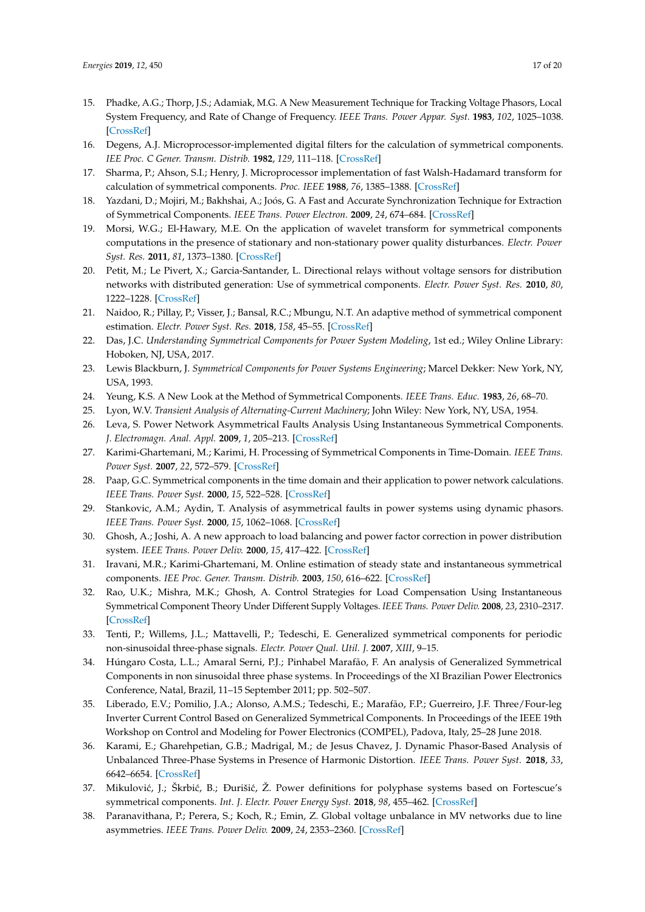15. Phadke, A.G.; Thorp, J.S.; Adamiak, M.G. A New Measurement Technique for Tracking Voltage Phasors, Local System Frequency, and Rate of Change of Frequency. *IEEE Trans. Power Appar. Syst.* **1983**, *102*, 1025–1038. [CrossRef]
16. Degens, A.J. Microprocessor-implemented digital filters for the calculation of symmetrical components. *IEE Proc. C Gener. Transm. Distrib.* **1982**, *129*, 111–118. [CrossRef]
17. Sharma, P.; Ahson, S.I.; Henry, J. Microprocessor implementation of fast Walsh-Hadamard transform for calculation of symmetrical components. *Proc. IEEE* **1988**, *76*, 1385–1388. [CrossRef]
18. Yazdani, D.; Mojiri, M.; Bakhshai, A.; Joós, G. A Fast and Accurate Synchronization Technique for Extraction of Symmetrical Components. *IEEE Trans. Power Electron.* **2009**, *24*, 674–684. [CrossRef]
19. Morsi, W.G.; El-Hawary, M.E. On the application of wavelet transform for symmetrical components computations in the presence of stationary and non-stationary power quality disturbances. *Electr. Power Syst. Res.* **2011**, *81*, 1373–1380. [CrossRef]
20. Petit, M.; Le Pivert, X.; Garcia-Santander, L. Directional relays without voltage sensors for distribution networks with distributed generation: Use of symmetrical components. *Electr. Power Syst. Res.* **2010**, *80*, 1222–1228. [CrossRef]
21. Naidoo, R.; Pillay, P.; Visser, J.; Bansal, R.C.; Mbungu, N.T. An adaptive method of symmetrical component estimation. *Electr. Power Syst. Res.* **2018**, *158*, 45–55. [CrossRef]
22. Das, J.C. *Understanding Symmetrical Components for Power System Modeling*, 1st ed.; Wiley Online Library: Hoboken, NJ, USA, 2017.
23. Lewis Blackburn, J. *Symmetrical Components for Power Systems Engineering*; Marcel Dekker: New York, NY, USA, 1993.
24. Yeung, K.S. A New Look at the Method of Symmetrical Components. *IEEE Trans. Educ.* **1983**, *26*, 68–70.
25. Lyon, W.V. *Transient Analysis of Alternating-Current Machinery*; John Wiley: New York, NY, USA, 1954.
26. Leva, S. Power Network Asymmetrical Faults Analysis Using Instantaneous Symmetrical Components. *J. Electromagn. Anal. Appl.* **2009**, *1*, 205–213. [CrossRef]
27. Karimi-Ghartemani, M.; Karimi, H. Processing of Symmetrical Components in Time-Domain. *IEEE Trans. Power Syst.* **2007**, *22*, 572–579. [CrossRef]
28. Paap, G.C. Symmetrical components in the time domain and their application to power network calculations. *IEEE Trans. Power Syst.* **2000**, *15*, 522–528. [CrossRef]
29. Stankovic, A.M.; Aydin, T. Analysis of asymmetrical faults in power systems using dynamic phasors. *IEEE Trans. Power Syst.* **2000**, *15*, 1062–1068. [CrossRef]
30. Ghosh, A.; Joshi, A. A new approach to load balancing and power factor correction in power distribution system. *IEEE Trans. Power Deliv.* **2000**, *15*, 417–422. [CrossRef]
31. Iravani, M.R.; Karimi-Ghartemani, M. Online estimation of steady state and instantaneous symmetrical components. *IEE Proc. Gener. Transm. Distrib.* **2003**, *150*, 616–622. [CrossRef]
32. Rao, U.K.; Mishra, M.K.; Ghosh, A. Control Strategies for Load Compensation Using Instantaneous Symmetrical Component Theory Under Different Supply Voltages. *IEEE Trans. Power Deliv.* **2008**, *23*, 2310–2317. [CrossRef]
33. Tenti, P.; Willems, J.L.; Mattavelli, P.; Tedeschi, E. Generalized symmetrical components for periodic non-sinusoidal three-phase signals. *Electr. Power Qual. Util. J.* **2007**, *XIII*, 9–15.
34. Húngaro Costa, L.L.; Amaral Serni, P.J.; Pinhabel Marafão, F. An analysis of Generalized Symmetrical Components in non sinusoidal three phase systems. In Proceedings of the XI Brazilian Power Electronics Conference, Natal, Brazil, 11–15 September 2011; pp. 502–507.
35. Liberado, E.V.; Pomilio, J.A.; Alonso, A.M.S.; Tedeschi, E.; Marafão, F.P.; Guerreiro, J.F. Three/Four-leg Inverter Current Control Based on Generalized Symmetrical Components. In Proceedings of the IEEE 19th Workshop on Control and Modeling for Power Electronics (COMPEL), Padova, Italy, 25–28 June 2018.
36. Karami, E.; Gharehpetian, G.B.; Madrigal, M.; de Jesus Chavez, J. Dynamic Phasor-Based Analysis of Unbalanced Three-Phase Systems in Presence of Harmonic Distortion. *IEEE Trans. Power Syst.* **2018**, *33*, 6642–6654. [CrossRef]
37. Mikulović, J.; Škrbić, B.; Đurišić, Ž. Power definitions for polyphase systems based on Fortescue's symmetrical components. *Int. J. Electr. Power Energy Syst.* **2018**, *98*, 455–462. [CrossRef]
38. Paranavithana, P.; Perera, S.; Koch, R.; Emin, Z. Global voltage unbalance in MV networks due to line asymmetries. *IEEE Trans. Power Deliv.* **2009**, *24*, 2353–2360. [CrossRef]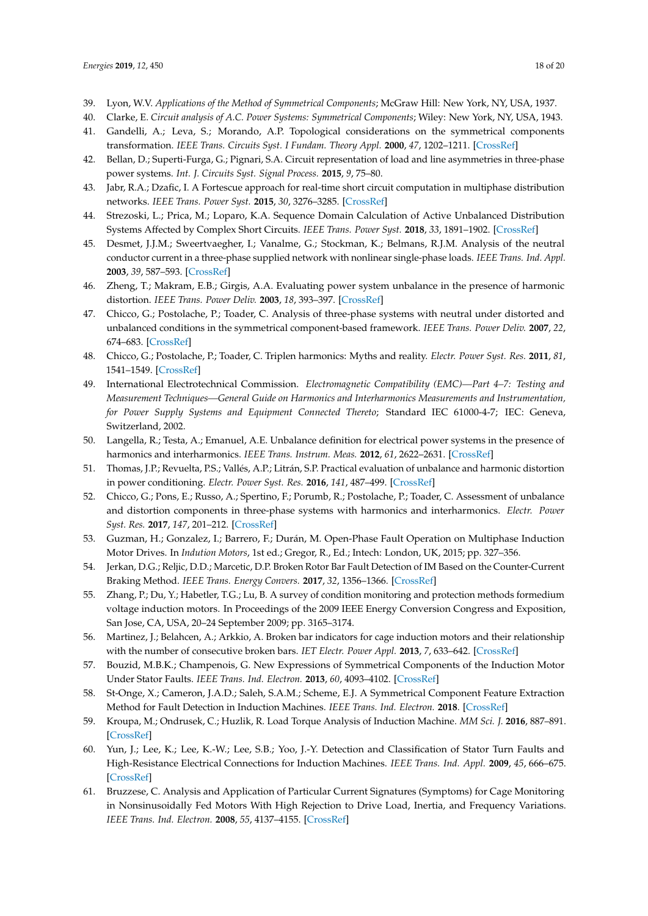39. Lyon, W.V. *Applications of the Method of Symmetrical Components*; McGraw Hill: New York, NY, USA, 1937.
40. Clarke, E. *Circuit analysis of A.C. Power Systems: Symmetrical Components*; Wiley: New York, NY, USA, 1943.
41. Gandelli, A.; Leva, S.; Morando, A.P. Topological considerations on the symmetrical components transformation. *IEEE Trans. Circuits Syst. I Fundam. Theory Appl.* **2000**, *47*, 1202–1211. [CrossRef]
42. Bellan, D.; Superti-Furga, G.; Pignari, S.A. Circuit representation of load and line asymmetries in three-phase power systems. *Int. J. Circuits Syst. Signal Process.* **2015**, *9*, 75–80.
43. Jabr, R.A.; Dzafic, I. A Fortescue approach for real-time short circuit computation in multiphase distribution networks. *IEEE Trans. Power Syst.* **2015**, *30*, 3276–3285. [CrossRef]
44. Strezoski, L.; Prica, M.; Loparo, K.A. Sequence Domain Calculation of Active Unbalanced Distribution Systems Affected by Complex Short Circuits. *IEEE Trans. Power Syst.* **2018**, *33*, 1891–1902. [CrossRef]
45. Desmet, J.J.M.; Sweertvaegher, I.; Vanalme, G.; Stockman, K.; Belmans, R.J.M. Analysis of the neutral conductor current in a three-phase supplied network with nonlinear single-phase loads. *IEEE Trans. Ind. Appl.* **2003**, *39*, 587–593. [CrossRef]
46. Zheng, T.; Makram, E.B.; Girgis, A.A. Evaluating power system unbalance in the presence of harmonic distortion. *IEEE Trans. Power Deliv.* **2003**, *18*, 393–397. [CrossRef]
47. Chicco, G.; Postolache, P.; Toader, C. Analysis of three-phase systems with neutral under distorted and unbalanced conditions in the symmetrical component-based framework. *IEEE Trans. Power Deliv.* **2007**, *22*, 674–683. [CrossRef]
48. Chicco, G.; Postolache, P.; Toader, C. Triplen harmonics: Myths and reality. *Electr. Power Syst. Res.* **2011**, *81*, 1541–1549. [CrossRef]
49. International Electrotechnical Commission. *Electromagnetic Compatibility (EMC)—Part 4–7: Testing and Measurement Techniques—General Guide on Harmonics and Interharmonics Measurements and Instrumentation, for Power Supply Systems and Equipment Connected Thereto*; Standard IEC 61000-4-7; IEC: Geneva, Switzerland, 2002.
50. Langella, R.; Testa, A.; Emanuel, A.E. Unbalance definition for electrical power systems in the presence of harmonics and interharmonics. *IEEE Trans. Instrum. Meas.* **2012**, *61*, 2622–2631. [CrossRef]
51. Thomas, J.P.; Revuelta, P.S.; Vallés, A.P.; Litrán, S.P. Practical evaluation of unbalance and harmonic distortion in power conditioning. *Electr. Power Syst. Res.* **2016**, *141*, 487–499. [CrossRef]
52. Chicco, G.; Pons, E.; Russo, A.; Spertino, F.; Porumb, R.; Postolache, P.; Toader, C. Assessment of unbalance and distortion components in three-phase systems with harmonics and interharmonics. *Electr. Power Syst. Res.* **2017**, *147*, 201–212. [CrossRef]
53. Guzman, H.; Gonzalez, I.; Barrero, F.; Durán, M. Open-Phase Fault Operation on Multiphase Induction Motor Drives. In *Indution Motors*, 1st ed.; Gregor, R., Ed.; Intech: London, UK, 2015; pp. 327–356.
54. Jerkan, D.G.; Reljic, D.D.; Marcetic, D.P. Broken Rotor Bar Fault Detection of IM Based on the Counter-Current Braking Method. *IEEE Trans. Energy Convers.* **2017**, *32*, 1356–1366. [CrossRef]
55. Zhang, P.; Du, Y.; Habetler, T.G.; Lu, B. A survey of condition monitoring and protection methods formedium voltage induction motors. In Proceedings of the 2009 IEEE Energy Conversion Congress and Exposition, San Jose, CA, USA, 20–24 September 2009; pp. 3165–3174.
56. Martinez, J.; Belahcen, A.; Arkkio, A. Broken bar indicators for cage induction motors and their relationship with the number of consecutive broken bars. *IET Electr. Power Appl.* **2013**, *7*, 633–642. [CrossRef]
57. Bouzid, M.B.K.; Champenois, G. New Expressions of Symmetrical Components of the Induction Motor Under Stator Faults. *IEEE Trans. Ind. Electron.* **2013**, *60*, 4093–4102. [CrossRef]
58. St-Onge, X.; Cameron, J.A.D.; Saleh, S.A.M.; Scheme, E.J. A Symmetrical Component Feature Extraction Method for Fault Detection in Induction Machines. *IEEE Trans. Ind. Electron.* **2018**. [CrossRef]
59. Kroupa, M.; Ondrusek, C.; Huzlik, R. Load Torque Analysis of Induction Machine. *MM Sci. J.* **2016**, 887–891. [CrossRef]
60. Yun, J.; Lee, K.; Lee, K.-W.; Lee, S.B.; Yoo, J.-Y. Detection and Classification of Stator Turn Faults and High-Resistance Electrical Connections for Induction Machines. *IEEE Trans. Ind. Appl.* **2009**, *45*, 666–675. [CrossRef]
61. Bruzzese, C. Analysis and Application of Particular Current Signatures (Symptoms) for Cage Monitoring in Nonsinusoidally Fed Motors With High Rejection to Drive Load, Inertia, and Frequency Variations. *IEEE Trans. Ind. Electron.* **2008**, *55*, 4137–4155. [CrossRef]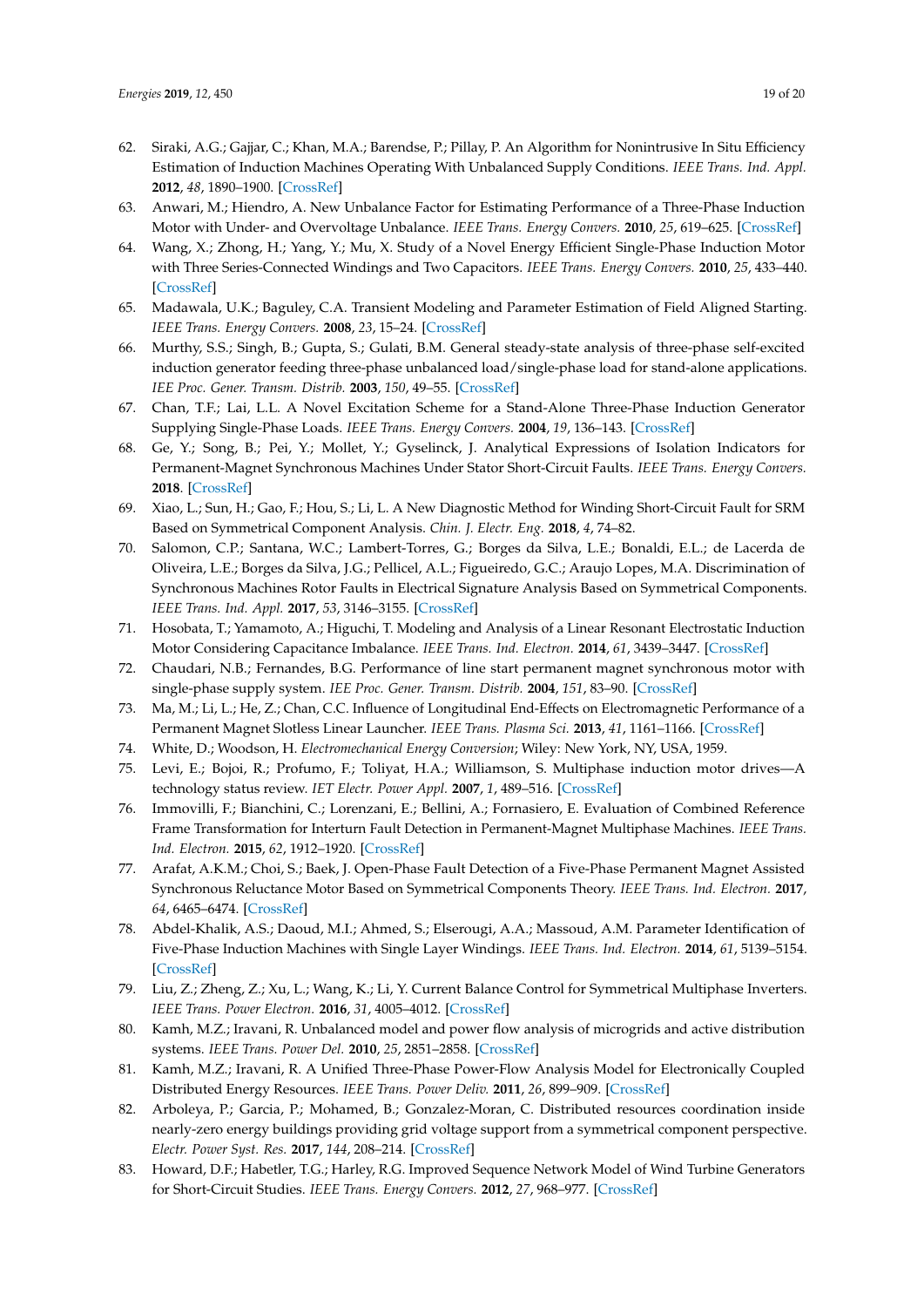62. Siraki, A.G.; Gajjar, C.; Khan, M.A.; Barendse, P.; Pillay, P. An Algorithm for Nonintrusive In Situ Efficiency Estimation of Induction Machines Operating With Unbalanced Supply Conditions. *IEEE Trans. Ind. Appl.* **2012**, *48*, 1890–1900. [CrossRef]
63. Anwari, M.; Hiendro, A. New Unbalance Factor for Estimating Performance of a Three-Phase Induction Motor with Under- and Overvoltage Unbalance. *IEEE Trans. Energy Convers.* **2010**, *25*, 619–625. [CrossRef]
64. Wang, X.; Zhong, H.; Yang, Y.; Mu, X. Study of a Novel Energy Efficient Single-Phase Induction Motor with Three Series-Connected Windings and Two Capacitors. *IEEE Trans. Energy Convers.* **2010**, *25*, 433–440. [CrossRef]
65. Madawala, U.K.; Baguley, C.A. Transient Modeling and Parameter Estimation of Field Aligned Starting. *IEEE Trans. Energy Convers.* **2008**, *23*, 15–24. [CrossRef]
66. Murthy, S.S.; Singh, B.; Gupta, S.; Gulati, B.M. General steady-state analysis of three-phase self-excited induction generator feeding three-phase unbalanced load/single-phase load for stand-alone applications. *IEE Proc. Gener. Transm. Distrib.* **2003**, *150*, 49–55. [CrossRef]
67. Chan, T.F.; Lai, L.L. A Novel Excitation Scheme for a Stand-Alone Three-Phase Induction Generator Supplying Single-Phase Loads. *IEEE Trans. Energy Convers.* **2004**, *19*, 136–143. [CrossRef]
68. Ge, Y.; Song, B.; Pei, Y.; Mollet, Y.; Gyselinck, J. Analytical Expressions of Isolation Indicators for Permanent-Magnet Synchronous Machines Under Stator Short-Circuit Faults. *IEEE Trans. Energy Convers.* **2018**. [CrossRef]
69. Xiao, L.; Sun, H.; Gao, F.; Hou, S.; Li, L. A New Diagnostic Method for Winding Short-Circuit Fault for SRM Based on Symmetrical Component Analysis. *Chin. J. Electr. Eng.* **2018**, *4*, 74–82.
70. Salomon, C.P.; Santana, W.C.; Lambert-Torres, G.; Borges da Silva, L.E.; Bonaldi, E.L.; de Lacerda de Oliveira, L.E.; Borges da Silva, J.G.; Pellicel, A.L.; Figueiredo, G.C.; Araujo Lopes, M.A. Discrimination of Synchronous Machines Rotor Faults in Electrical Signature Analysis Based on Symmetrical Components. *IEEE Trans. Ind. Appl.* **2017**, *53*, 3146–3155. [CrossRef]
71. Hosobata, T.; Yamamoto, A.; Higuchi, T. Modeling and Analysis of a Linear Resonant Electrostatic Induction Motor Considering Capacitance Imbalance. *IEEE Trans. Ind. Electron.* **2014**, *61*, 3439–3447. [CrossRef]
72. Chaudari, N.B.; Fernandes, B.G. Performance of line start permanent magnet synchronous motor with single-phase supply system. *IEE Proc. Gener. Transm. Distrib.* **2004**, *151*, 83–90. [CrossRef]
73. Ma, M.; Li, L.; He, Z.; Chan, C.C. Influence of Longitudinal End-Effects on Electromagnetic Performance of a Permanent Magnet Slotless Linear Launcher. *IEEE Trans. Plasma Sci.* **2013**, *41*, 1161–1166. [CrossRef]
74. White, D.; Woodson, H. *Electromechanical Energy Conversion*; Wiley: New York, NY, USA, 1959.
75. Levi, E.; Bojoi, R.; Profumo, F.; Toliyat, H.A.; Williamson, S. Multiphase induction motor drives—A technology status review. *IET Electr. Power Appl.* **2007**, *1*, 489–516. [CrossRef]
76. Immovilli, F.; Bianchini, C.; Lorenzani, E.; Bellini, A.; Fornasiero, E. Evaluation of Combined Reference Frame Transformation for Interturn Fault Detection in Permanent-Magnet Multiphase Machines. *IEEE Trans. Ind. Electron.* **2015**, *62*, 1912–1920. [CrossRef]
77. Arafat, A.K.M.; Choi, S.; Baek, J. Open-Phase Fault Detection of a Five-Phase Permanent Magnet Assisted Synchronous Reluctance Motor Based on Symmetrical Components Theory. *IEEE Trans. Ind. Electron.* **2017**, *64*, 6465–6474. [CrossRef]
78. Abdel-Khalik, A.S.; Daoud, M.I.; Ahmed, S.; Elserougi, A.A.; Massoud, A.M. Parameter Identification of Five-Phase Induction Machines with Single Layer Windings. *IEEE Trans. Ind. Electron.* **2014**, *61*, 5139–5154. [CrossRef]
79. Liu, Z.; Zheng, Z.; Xu, L.; Wang, K.; Li, Y. Current Balance Control for Symmetrical Multiphase Inverters. *IEEE Trans. Power Electron.* **2016**, *31*, 4005–4012. [CrossRef]
80. Kamh, M.Z.; Iravani, R. Unbalanced model and power flow analysis of microgrids and active distribution systems. *IEEE Trans. Power Del.* **2010**, *25*, 2851–2858. [CrossRef]
81. Kamh, M.Z.; Iravani, R. A Unified Three-Phase Power-Flow Analysis Model for Electronically Coupled Distributed Energy Resources. *IEEE Trans. Power Deliv.* **2011**, *26*, 899–909. [CrossRef]
82. Arboleya, P.; Garcia, P.; Mohamed, B.; Gonzalez-Moran, C. Distributed resources coordination inside nearly-zero energy buildings providing grid voltage support from a symmetrical component perspective. *Electr. Power Syst. Res.* **2017**, *144*, 208–214. [CrossRef]
83. Howard, D.F.; Habetler, T.G.; Harley, R.G. Improved Sequence Network Model of Wind Turbine Generators for Short-Circuit Studies. *IEEE Trans. Energy Convers.* **2012**, *27*, 968–977. [CrossRef]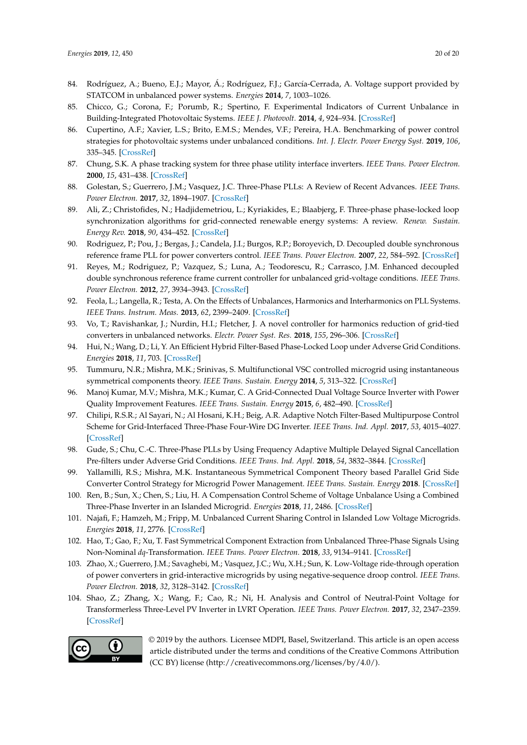84. Rodríguez, A.; Bueno, E.J.; Mayor, Á.; Rodríguez, F.J.; García-Cerrada, A. Voltage support provided by STATCOM in unbalanced power systems. *Energies* **2014**, *7*, 1003–1026.
85. Chicco, G.; Corona, F.; Porumb, R.; Spertino, F. Experimental Indicators of Current Unbalance in Building-Integrated Photovoltaic Systems. *IEEE J. Photovolt.* **2014**, *4*, 924–934. [CrossRef]
86. Cupertino, A.F.; Xavier, L.S.; Brito, E.M.S.; Mendes, V.F.; Pereira, H.A. Benchmarking of power control strategies for photovoltaic systems under unbalanced conditions. *Int. J. Electr. Power Energy Syst.* **2019**, *106*, 335–345. [CrossRef]
87. Chung, S.K. A phase tracking system for three phase utility interface inverters. *IEEE Trans. Power Electron.* **2000**, *15*, 431–438. [CrossRef]
88. Golestan, S.; Guerrero, J.M.; Vasquez, J.C. Three-Phase PLLs: A Review of Recent Advances. *IEEE Trans. Power Electron.* **2017**, *32*, 1894–1907. [CrossRef]
89. Ali, Z.; Christofides, N.; Hadjidemetriou, L.; Kyriakides, E.; Blaabjerg, F. Three-phase phase-locked loop synchronization algorithms for grid-connected renewable energy systems: A review. *Renew. Sustain. Energy Rev.* **2018**, *90*, 434–452. [CrossRef]
90. Rodriguez, P.; Pou, J.; Bergas, J.; Candela, J.I.; Burgos, R.P.; Boroyevich, D. Decoupled double synchronous reference frame PLL for power converters control. *IEEE Trans. Power Electron.* **2007**, *22*, 584–592. [CrossRef]
91. Reyes, M.; Rodriguez, P.; Vazquez, S.; Luna, A.; Teodorescu, R.; Carrasco, J.M. Enhanced decoupled double synchronous reference frame current controller for unbalanced grid-voltage conditions. *IEEE Trans. Power Electron.* **2012**, *27*, 3934–3943. [CrossRef]
92. Feola, L.; Langella, R.; Testa, A. On the Effects of Unbalances, Harmonics and Interharmonics on PLL Systems. *IEEE Trans. Instrum. Meas.* **2013**, *62*, 2399–2409. [CrossRef]
93. Vo, T.; Ravishankar, J.; Nurdin, H.I.; Fletcher, J. A novel controller for harmonics reduction of grid-tied converters in unbalanced networks. *Electr. Power Syst. Res.* **2018**, *155*, 296–306. [CrossRef]
94. Hui, N.; Wang, D.; Li, Y. An Efficient Hybrid Filter-Based Phase-Locked Loop under Adverse Grid Conditions. *Energies* **2018**, *11*, 703. [CrossRef]
95. Tummuru, N.R.; Mishra, M.K.; Srinivas, S. Multifunctional VSC controlled microgrid using instantaneous symmetrical components theory. *IEEE Trans. Sustain. Energy* **2014**, *5*, 313–322. [CrossRef]
96. Manoj Kumar, M.V.; Mishra, M.K.; Kumar, C. A Grid-Connected Dual Voltage Source Inverter with Power Quality Improvement Features. *IEEE Trans. Sustain. Energy* **2015**, *6*, 482–490. [CrossRef]
97. Chilipi, R.S.R.; Al Sayari, N.; Al Hosani, K.H.; Beig, A.R. Adaptive Notch Filter-Based Multipurpose Control Scheme for Grid-Interfaced Three-Phase Four-Wire DG Inverter. *IEEE Trans. Ind. Appl.* **2017**, *53*, 4015–4027. [CrossRef]
98. Gude, S.; Chu, C.-C. Three-Phase PLLs by Using Frequency Adaptive Multiple Delayed Signal Cancellation Pre-filters under Adverse Grid Conditions. *IEEE Trans. Ind. Appl.* **2018**, *54*, 3832–3844. [CrossRef]
99. Yallamilli, R.S.; Mishra, M.K. Instantaneous Symmetrical Component Theory based Parallel Grid Side Converter Control Strategy for Microgrid Power Management. *IEEE Trans. Sustain. Energy* **2018**. [CrossRef]
100. Ren, B.; Sun, X.; Chen, S.; Liu, H. A Compensation Control Scheme of Voltage Unbalance Using a Combined Three-Phase Inverter in an Islanded Microgrid. *Energies* **2018**, *11*, 2486. [CrossRef]
101. Najafi, F.; Hamzeh, M.; Fripp, M. Unbalanced Current Sharing Control in Islanded Low Voltage Microgrids. *Energies* **2018**, *11*, 2776. [CrossRef]
102. Hao, T.; Gao, F.; Xu, T. Fast Symmetrical Component Extraction from Unbalanced Three-Phase Signals Using Non-Nominal *dq*-Transformation. *IEEE Trans. Power Electron.* **2018**, *33*, 9134–9141. [CrossRef]
103. Zhao, X.; Guerrero, J.M.; Savaghebi, M.; Vasquez, J.C.; Wu, X.H.; Sun, K. Low-Voltage ride-through operation of power converters in grid-interactive microgrids by using negative-sequence droop control. *IEEE Trans. Power Electron.* **2018**, *32*, 3128–3142. [CrossRef]
104. Shao, Z.; Zhang, X.; Wang, F.; Cao, R.; Ni, H. Analysis and Control of Neutral-Point Voltage for Transformerless Three-Level PV Inverter in LVRT Operation. *IEEE Trans. Power Electron.* **2017**, *32*, 2347–2359. [CrossRef]

© 2019 by the authors. Licensee MDPI, Basel, Switzerland. This article is an open access article distributed under the terms and conditions of the Creative Commons Attribution (CC BY) license (http://creativecommons.org/licenses/by/4.0/).